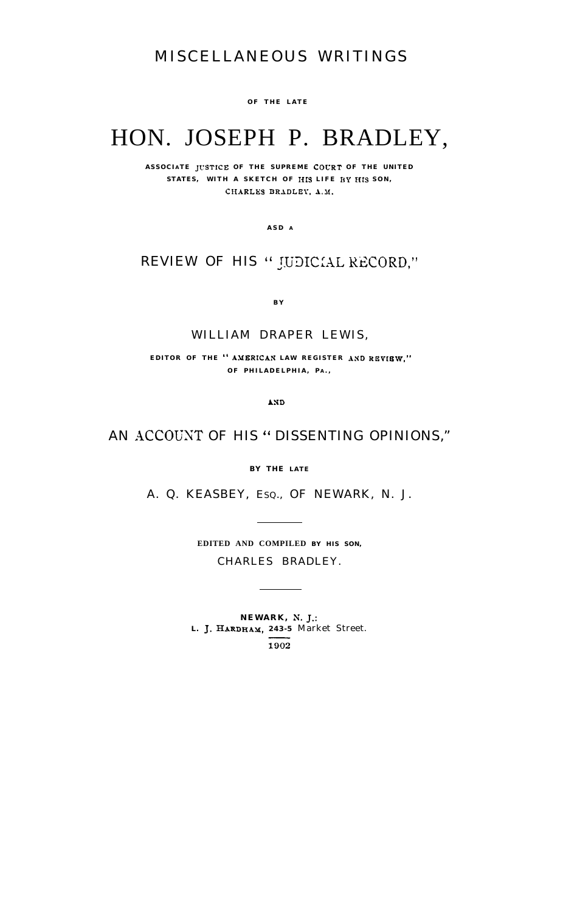# MISCELLANEOUS WRITINGS

OF THE LATE

# HON. JOSEPH P. BRADLEY,

ASSOCIATE JUSTICE OF THE SUPREME COURT OF THE UNITED STATES, WITH A SKETCH OF HIS LIFE BY HIS SON, CHARLES BRADLEY, A.M.

ASD A

## REVIEW OF HIS "JUDICIAL RECORD,"

BY

WILLIAM DRAPER LEWIS,

EDITOR OF THE "AMERICAN LAW REGISTER AND REVIEW," OF PHILADELPHIA, PA.,

AND

## AN ACCOUNT OF HIS "DISSENTING OPINIONS,"

BY THE LATE

A. Q. KEASBEY, ESQ., OF NEWARK, N. J.

---

EDITED AND COMPILED BY HIS SON,

CHARLES BRADLEY.

---

NEWARK, N. J.:
L. J. HARDHAM, 243-5 Market Street.
1902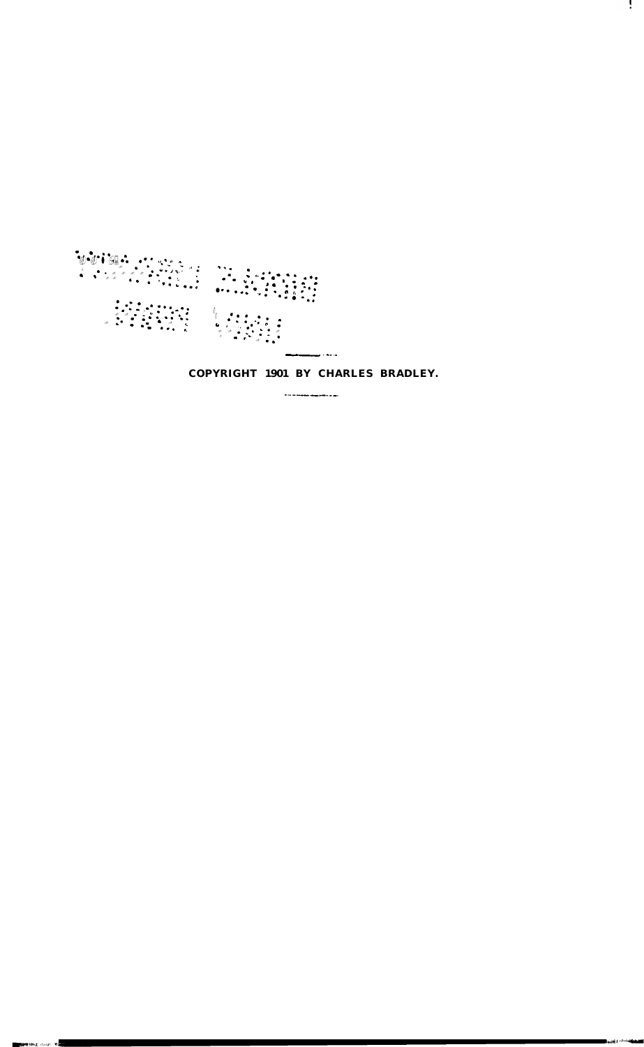COPYRIGHT 1901 BY CHARLES BRADLEY.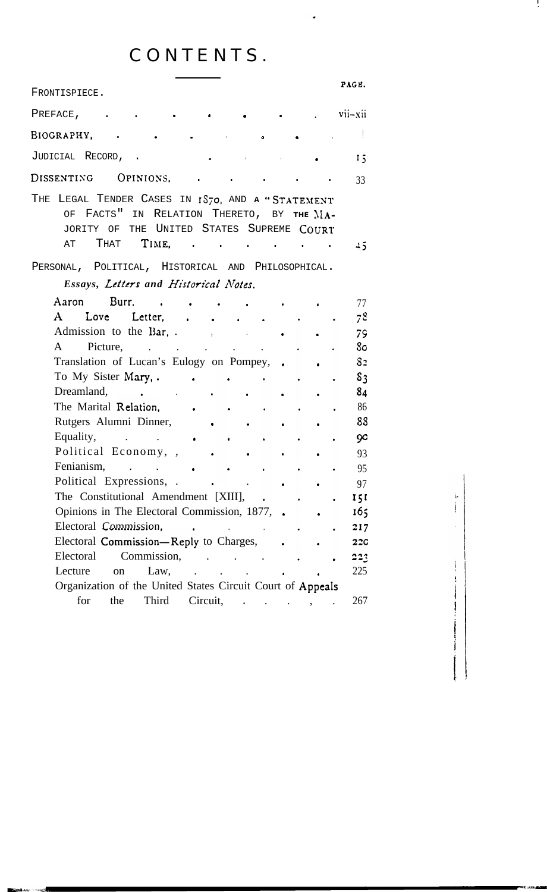# CONTENTS.

| | PAGE. |
|---|---|
| FRONTISPIECE. | |
| PREFACE, | vii–xii |
| BIOGRAPHY, | 1 |
| JUDICIAL RECORD, | 15 |
| DISSENTING OPINIONS, | 33 |
| THE LEGAL TENDER CASES IN 1870, AND A "STATEMENT OF FACTS" IN RELATION THERETO, BY THE MAJORITY OF THE UNITED STATES SUPREME COURT AT THAT TIME, | 45 |
| PERSONAL, POLITICAL, HISTORICAL AND PHILOSOPHICAL. | |
| *Essays, Letters and Historical Notes.* | |
| Aaron Burr, | 77 |
| A Love Letter, | 78 |
| Admission to the Bar, | 79 |
| A Picture, | 80 |
| Translation of Lucan's Eulogy on Pompey, | 82 |
| To My Sister Mary, | 83 |
| Dreamland, | 84 |
| The Marital Relation, | 86 |
| Rutgers Alumni Dinner, | 88 |
| Equality, | 90 |
| Political Economy, | 93 |
| Fenianism, | 95 |
| Political Expressions, | 97 |
| The Constitutional Amendment [XIII], | 151 |
| Opinions in The Electoral Commission, 1877, | 165 |
| Electoral Commission, | 217 |
| Electoral Commission—Reply to Charges, | 220 |
| Electoral Commission, | 223 |
| Lecture on Law, | 225 |
| Organization of the United States Circuit Court of Appeals for the Third Circuit, | 267 |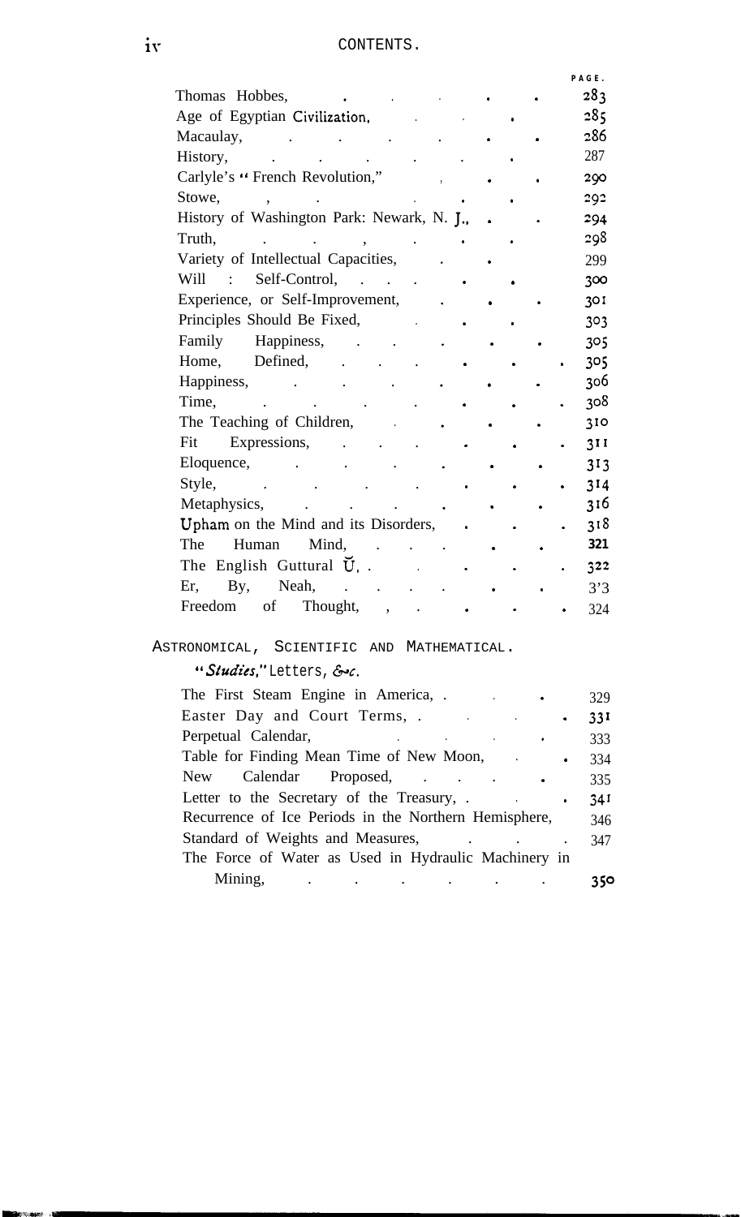# CONTENTS.

| | PAGE. |
|---|---|
| Thomas Hobbes, | 283 |
| Age of Egyptian Civilization, | 285 |
| Macaulay, | 286 |
| History, | 287 |
| Carlyle's "French Revolution," | 290 |
| Stowe, | 292 |
| History of Washington Park: Newark, N. J., | 294 |
| Truth, | 298 |
| Variety of Intellectual Capacities, | 299 |
| Will : Self-Control, | 300 |
| Experience, or Self-Improvement, | 301 |
| Principles Should Be Fixed, | 303 |
| Family Happiness, | 305 |
| Home, Defined, | 305 |
| Happiness, | 306 |
| Time, | 308 |
| The Teaching of Children, | 310 |
| Fit Expressions, | 311 |
| Eloquence, | 313 |
| Style, | 314 |
| Metaphysics, | 316 |
| Upham on the Mind and its Disorders, | 318 |
| The Human Mind, | 321 |
| The English Guttural Ŭ, | 322 |
| Er, By, Neah, | 323 |
| Freedom of Thought, | 324 |

## ASTRONOMICAL, SCIENTIFIC AND MATHEMATICAL.

*"Studies," Letters, &c.*

| | |
|---|---|
| The First Steam Engine in America, | 329 |
| Easter Day and Court Terms, | 331 |
| Perpetual Calendar, | 333 |
| Table for Finding Mean Time of New Moon, | 334 |
| New Calendar Proposed, | 335 |
| Letter to the Secretary of the Treasury, | 341 |
| Recurrence of Ice Periods in the Northern Hemisphere, | 346 |
| Standard of Weights and Measures, | 347 |
| The Force of Water as Used in Hydraulic Machinery in Mining, | 350 |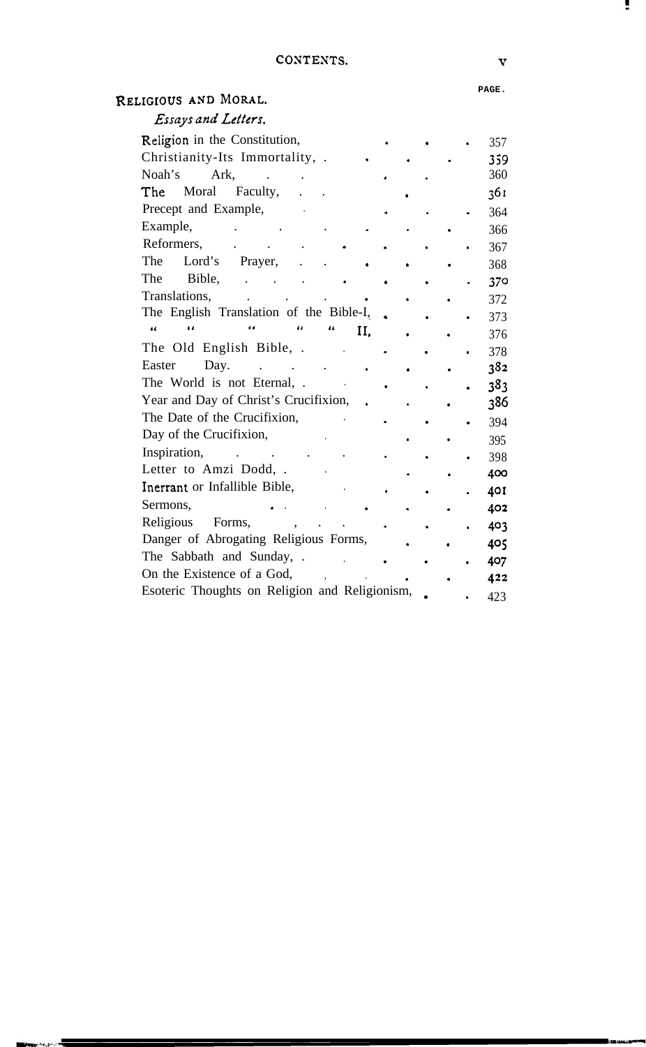## RELIGIOUS AND MORAL.

### *Essays and Letters.*

| | PAGE. |
|---|---|
| Religion in the Constitution, | 357 |
| Christianity-Its Immortality, | 359 |
| Noah's Ark, | 360 |
| The Moral Faculty, | 361 |
| Precept and Example, | 364 |
| Example, | 366 |
| Reformers, | 367 |
| The Lord's Prayer, | 368 |
| The Bible, | 370 |
| Translations, | 372 |
| The English Translation of the Bible-I, | 373 |
| " " " " " II, | 376 |
| The Old English Bible, | 378 |
| Easter Day, | 382 |
| The World is not Eternal, | 383 |
| Year and Day of Christ's Crucifixion, | 386 |
| The Date of the Crucifixion, | 394 |
| Day of the Crucifixion, | 395 |
| Inspiration, | 398 |
| Letter to Amzi Dodd, | 400 |
| Inerrant or Infallible Bible, | 401 |
| Sermons, | 402 |
| Religious Forms, | 403 |
| Danger of Abrogating Religious Forms, | 405 |
| The Sabbath and Sunday, | 407 |
| On the Existence of a God, | 422 |
| Esoteric Thoughts on Religion and Religionism, | 423 |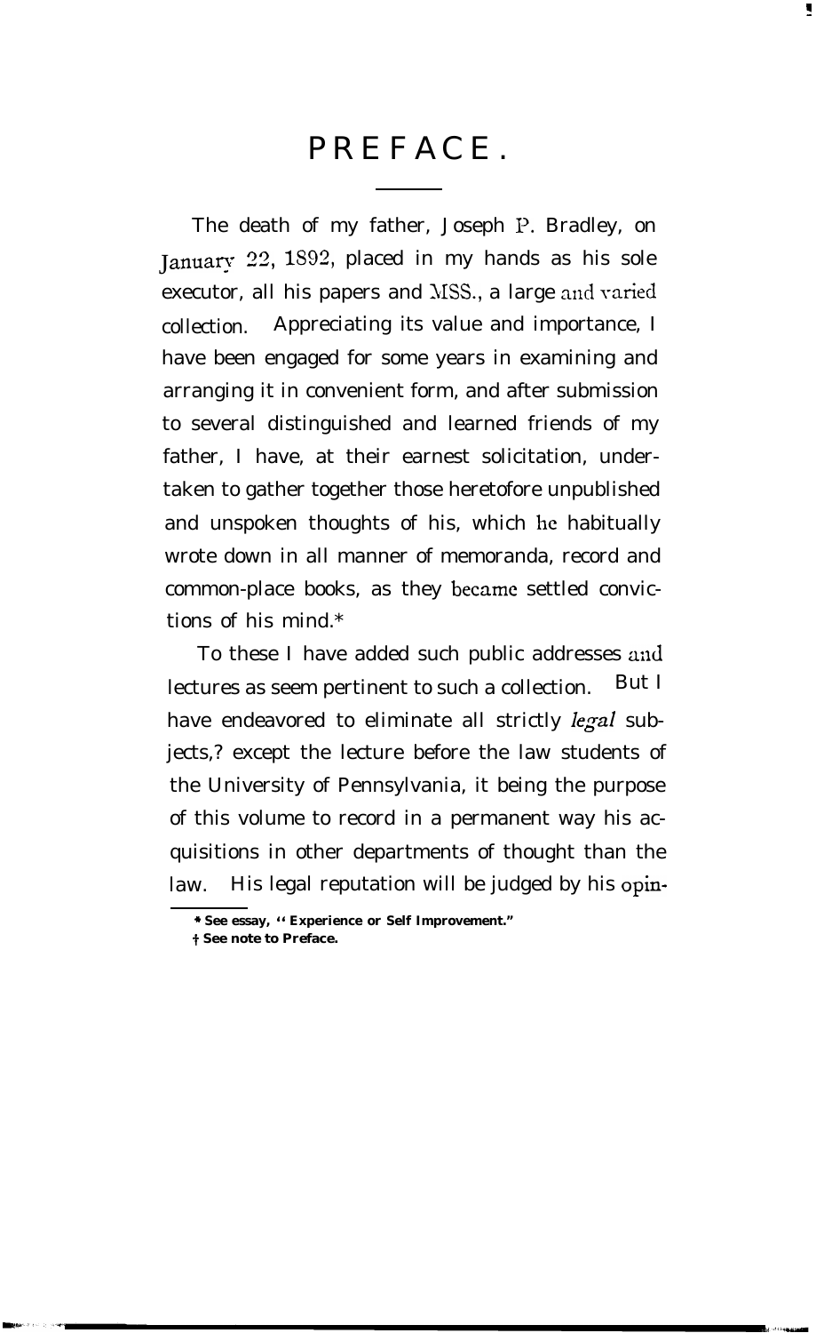# PREFACE.

The death of my father, Joseph P. Bradley, on January 22, 1892, placed in my hands as his sole executor, all his papers and MSS., a large and varied collection. Appreciating its value and importance, I have been engaged for some years in examining and arranging it in convenient form, and after submission to several distinguished and learned friends of my father, I have, at their earnest solicitation, undertaken to gather together those heretofore unpublished and unspoken thoughts of his, which he habitually wrote down in all manner of memoranda, record and common-place books, as they became settled convictions of his mind.*

To these I have added such public addresses and lectures as seem pertinent to such a collection. But I have endeavored to eliminate all strictly *legal* subjects,† except the lecture before the law students of the University of Pennsylvania, it being the purpose of this volume to record in a permanent way his acquisitions in other departments of thought than the law. His legal reputation will be judged by his opin-

* See essay, "Experience or Self Improvement."

† See note to Preface.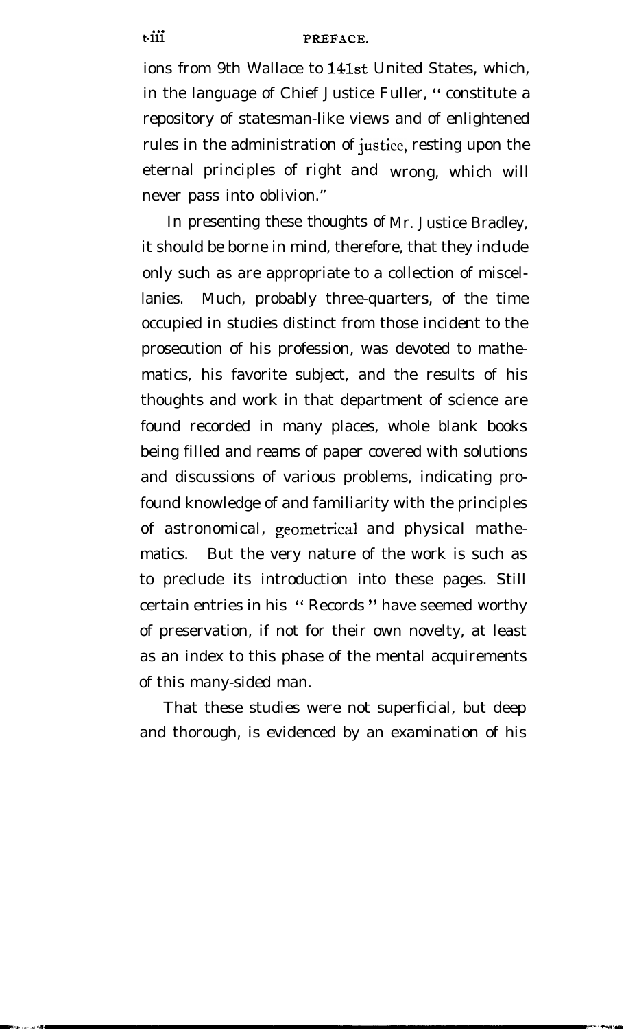ions from 9th Wallace to 141st United States, which, in the language of Chief Justice Fuller, " constitute a repository of statesman-like views and of enlightened rules in the administration of justice, resting upon the eternal principles of right and wrong, which will never pass into oblivion."

In presenting these thoughts of Mr. Justice Bradley, it should be borne in mind, therefore, that they include only such as are appropriate to a collection of miscellanies. Much, probably three-quarters, of the time occupied in studies distinct from those incident to the prosecution of his profession, was devoted to mathematics, his favorite subject, and the results of his thoughts and work in that department of science are found recorded in many places, whole blank books being filled and reams of paper covered with solutions and discussions of various problems, indicating profound knowledge of and familiarity with the principles of astronomical, geometrical and physical mathematics. But the very nature of the work is such as to preclude its introduction into these pages. Still certain entries in his " Records " have seemed worthy of preservation, if not for their own novelty, at least as an index to this phase of the mental acquirements of this many-sided man.

That these studies were not superficial, but deep and thorough, is evidenced by an examination of his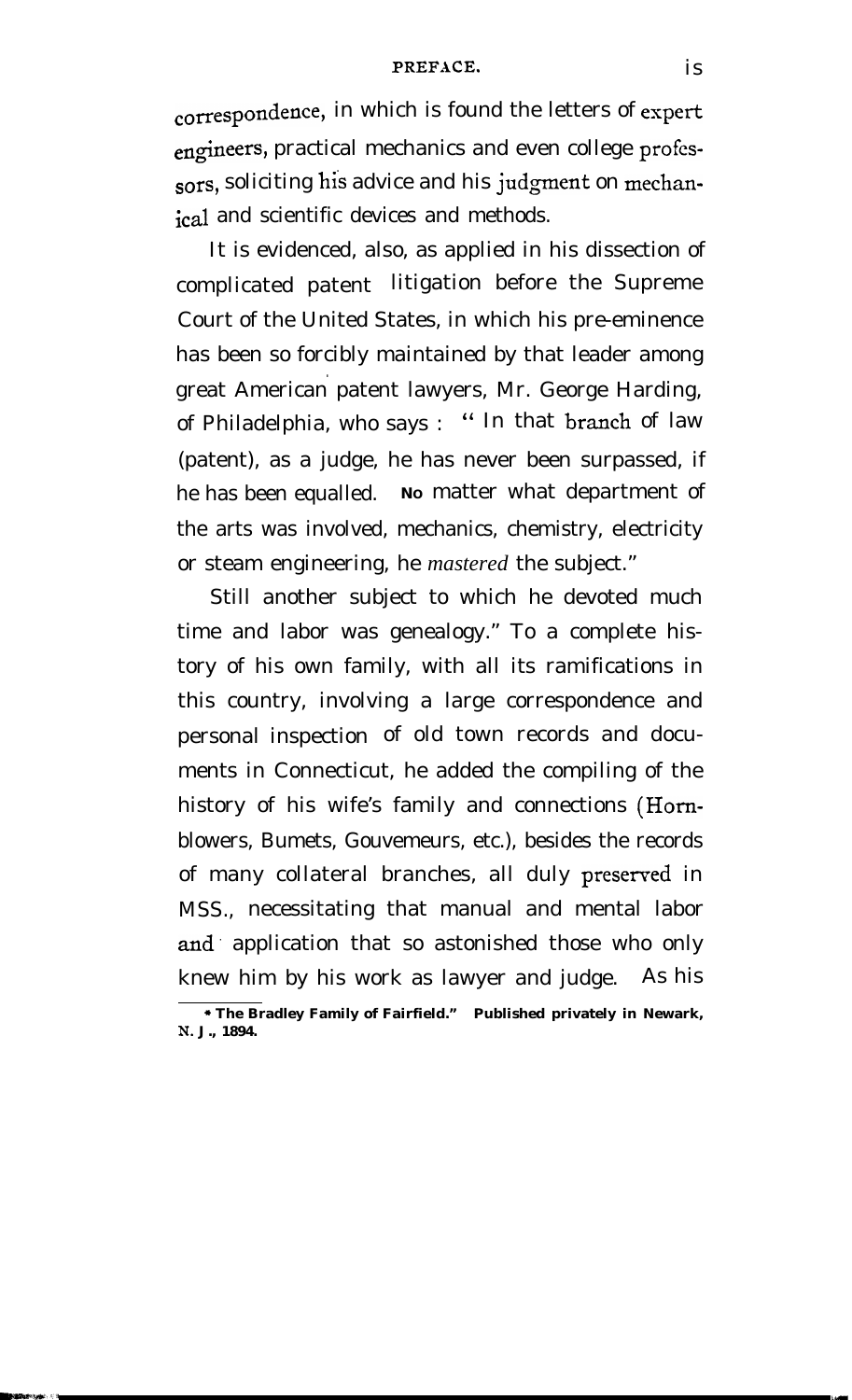correspondence, in which is found the letters of expert engineers, practical mechanics and even college professors, soliciting his advice and his judgment on mechanical and scientific devices and methods.

It is evidenced, also, as applied in his dissection of complicated patent litigation before the Supreme Court of the United States, in which his pre-eminence has been so forcibly maintained by that leader among great American patent lawyers, Mr. George Harding, of Philadelphia, who says : "In that branch of law (patent), as a judge, he has never been surpassed, if he has been equalled. No matter what department of the arts was involved, mechanics, chemistry, electricity or steam engineering, he *mastered* the subject."

Still another subject to which he devoted much time and labor was genealogy.* To a complete history of his own family, with all its ramifications in this country, involving a large correspondence and personal inspection of old town records and documents in Connecticut, he added the compiling of the history of his wife's family and connections (Hornblowers, Bumets, Gouvemeurs, etc.), besides the records of many collateral branches, all duly preserved in MSS., necessitating that manual and mental labor and application that so astonished those who only knew him by his work as lawyer and judge. As his

* The Bradley Family of Fairfield." Published privately in Newark, N. J., 1894.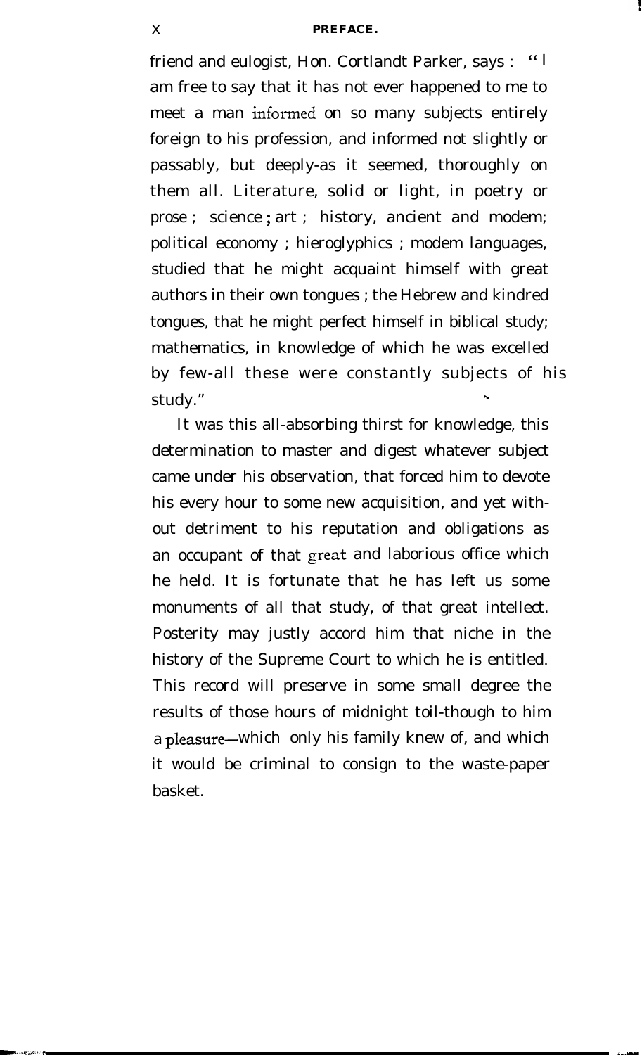friend and eulogist, Hon. Cortlandt Parker, says : "I am free to say that it has not ever happened to me to meet a man informed on so many subjects entirely foreign to his profession, and informed not slightly or passably, but deeply-as it seemed, thoroughly on them all. Literature, solid or light, in poetry or prose ; science ; art ; history, ancient and modem; political economy ; hieroglyphics ; modem languages, studied that he might acquaint himself with great authors in their own tongues ; the Hebrew and kindred tongues, that he might perfect himself in biblical study; mathematics, in knowledge of which he was excelled by few-all these were constantly subjects of his study."

It was this all-absorbing thirst for knowledge, this determination to master and digest whatever subject came under his observation, that forced him to devote his every hour to some new acquisition, and yet without detriment to his reputation and obligations as an occupant of that great and laborious office which he held. It is fortunate that he has left us some monuments of all that study, of that great intellect. Posterity may justly accord him that niche in the history of the Supreme Court to which he is entitled. This record will preserve in some small degree the results of those hours of midnight toil-though to him a pleasure—which only his family knew of, and which it would be criminal to consign to the waste-paper basket.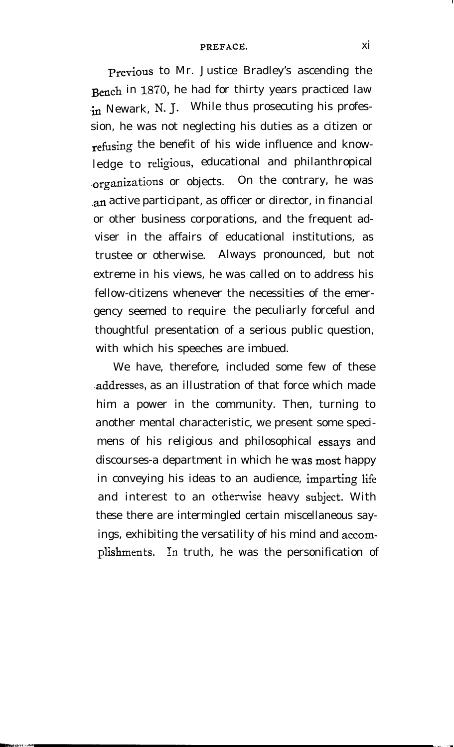Previous to Mr. Justice Bradley's ascending the Bench in 1870, he had for thirty years practiced law in Newark, N. J. While thus prosecuting his profession, he was not neglecting his duties as a citizen or refusing the benefit of his wide influence and knowledge to religious, educational and philanthropical organizations or objects. On the contrary, he was an active participant, as officer or director, in financial or other business corporations, and the frequent adviser in the affairs of educational institutions, as trustee or otherwise. Always pronounced, but not extreme in his views, he was called on to address his fellow-citizens whenever the necessities of the emergency seemed to require the peculiarly forceful and thoughtful presentation of a serious public question, with which his speeches are imbued.

We have, therefore, included some few of these addresses, as an illustration of that force which made him a power in the community. Then, turning to another mental characteristic, we present some specimens of his religious and philosophical essays and discourses-a department in which he was most happy in conveying his ideas to an audience, imparting life and interest to an otherwise heavy subject. With these there are intermingled certain miscellaneous sayings, exhibiting the versatility of his mind and accomplishments. In truth, he was the personification of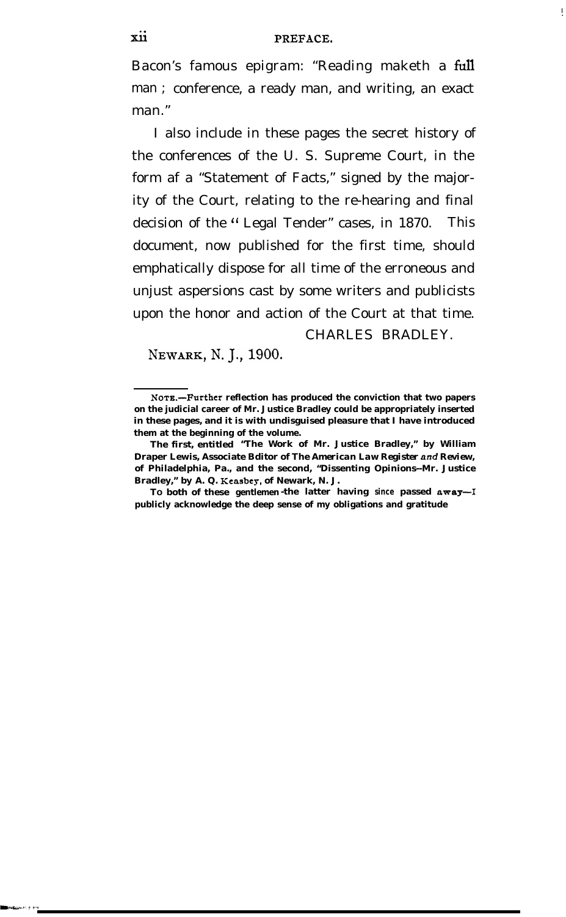Bacon's famous epigram: "Reading maketh a full man; conference, a ready man, and writing, an exact man."

I also include in these pages the secret history of the conferences of the U. S. Supreme Court, in the form af a "Statement of Facts," signed by the majority of the Court, relating to the re-hearing and final decision of the "Legal Tender" cases, in 1870. This document, now published for the first time, should emphatically dispose for all time of the erroneous and unjust aspersions cast by some writers and publicists upon the honor and action of the Court at that time.

CHARLES BRADLEY.

NEWARK, N. J., 1900.

---

NOTE.—Further reflection has produced the conviction that two papers on the judicial career of Mr. Justice Bradley could be appropriately inserted in these pages, and it is with undisguised pleasure that I have introduced them at the beginning of the volume.

The first, entitled "The Work of Mr. Justice Bradley," by William Draper Lewis, Associate Bditor of The American Law Register *and* Review, of Philadelphia, Pa., and the second, "Dissenting Opinions--Mr. Justice Bradley," by A. Q. Keasbey, of Newark, N. J.

To both of these gentlemen-the latter having since passed away—I publicly acknowledge the deep sense of my obligations and gratitude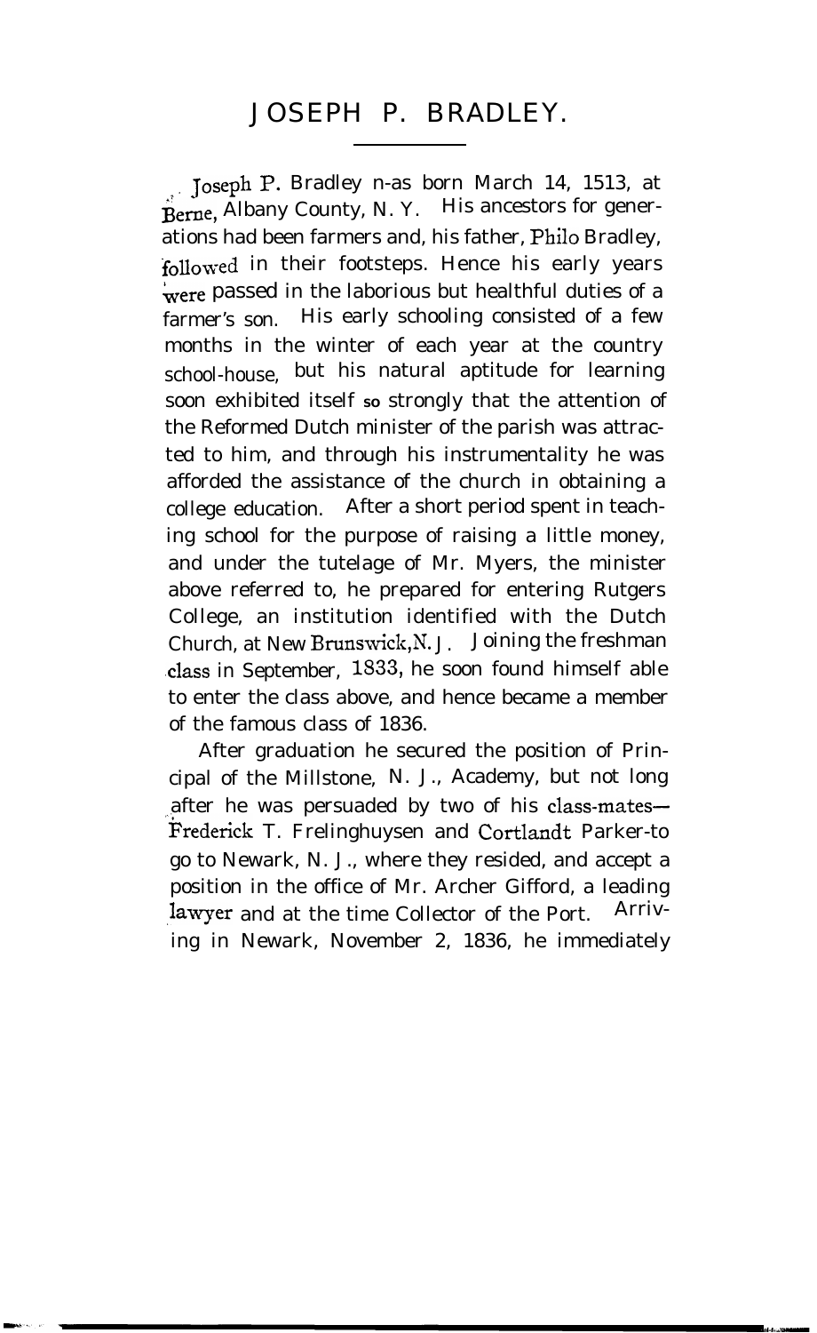# JOSEPH P. BRADLEY.

Joseph P. Bradley n-as born March 14, 1513, at Berne, Albany County, N. Y. His ancestors for generations had been farmers and, his father, Philo Bradley, followed in their footsteps. Hence his early years were passed in the laborious but healthful duties of a farmer's son. His early schooling consisted of a few months in the winter of each year at the country school-house, but his natural aptitude for learning soon exhibited itself so strongly that the attention of the Reformed Dutch minister of the parish was attracted to him, and through his instrumentality he was afforded the assistance of the church in obtaining a college education. After a short period spent in teaching school for the purpose of raising a little money, and under the tutelage of Mr. Myers, the minister above referred to, he prepared for entering Rutgers College, an institution identified with the Dutch Church, at New Brunswick, N. J. Joining the freshman class in September, 1833, he soon found himself able to enter the class above, and hence became a member of the famous class of 1836.

After graduation he secured the position of Principal of the Millstone, N. J., Academy, but not long after he was persuaded by two of his class-mates—Frederick T. Frelinghuysen and Cortlandt Parker-to go to Newark, N. J., where they resided, and accept a position in the office of Mr. Archer Gifford, a leading lawyer and at the time Collector of the Port. Arriving in Newark, November 2, 1836, he immediately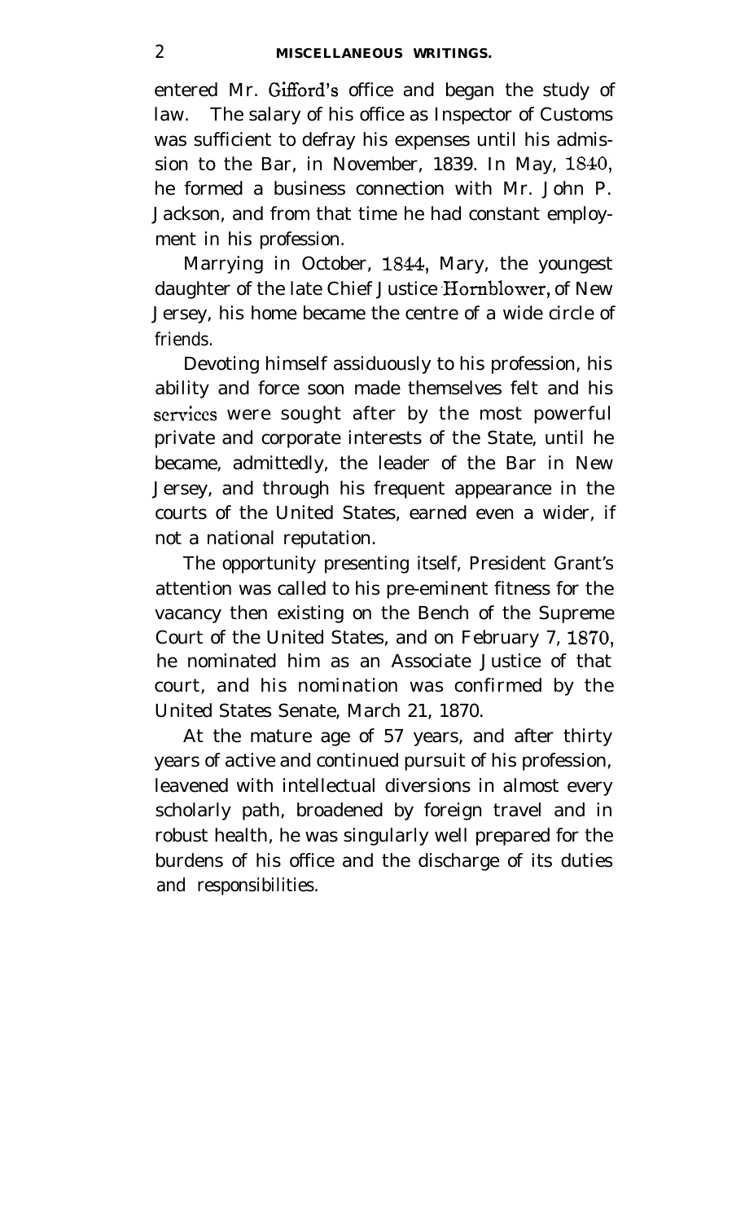entered Mr. Gifford's office and began the study of law. The salary of his office as Inspector of Customs was sufficient to defray his expenses until his admission to the Bar, in November, 1839. In May, 1840, he formed a business connection with Mr. John P. Jackson, and from that time he had constant employment in his profession.

Marrying in October, 1844, Mary, the youngest daughter of the late Chief Justice Hornblower, of New Jersey, his home became the centre of a wide circle of friends.

Devoting himself assiduously to his profession, his ability and force soon made themselves felt and his services were sought after by the most powerful private and corporate interests of the State, until he became, admittedly, the leader of the Bar in New Jersey, and through his frequent appearance in the courts of the United States, earned even a wider, if not a national reputation.

The opportunity presenting itself, President Grant's attention was called to his pre-eminent fitness for the vacancy then existing on the Bench of the Supreme Court of the United States, and on February 7, 1870, he nominated him as an Associate Justice of that court, and his nomination was confirmed by the United States Senate, March 21, 1870.

At the mature age of 57 years, and after thirty years of active and continued pursuit of his profession, leavened with intellectual diversions in almost every scholarly path, broadened by foreign travel and in robust health, he was singularly well prepared for the burdens of his office and the discharge of its duties and responsibilities.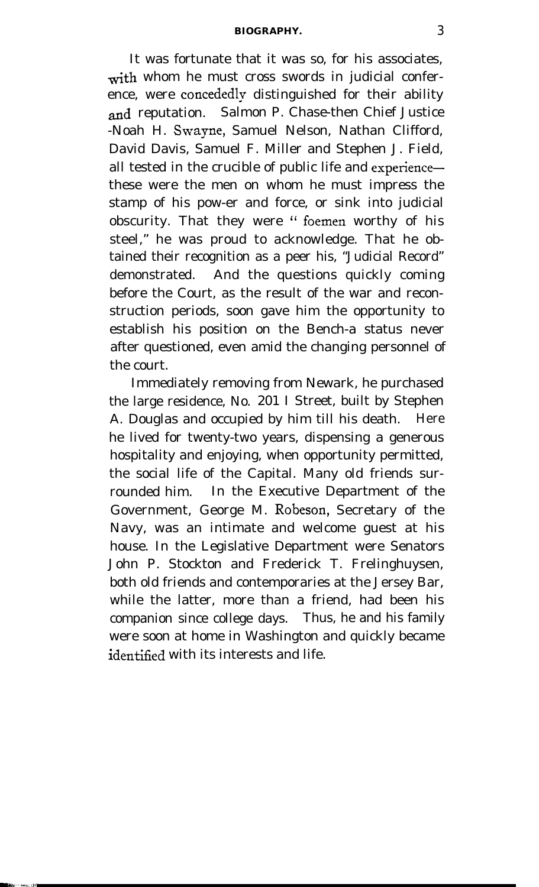It was fortunate that it was so, for his associates, with whom he must cross swords in judicial conference, were concededly distinguished for their ability and reputation. Salmon P. Chase-then Chief Justice -Noah H. Swayne, Samuel Nelson, Nathan Clifford, David Davis, Samuel F. Miller and Stephen J. Field, all tested in the crucible of public life and experience—these were the men on whom he must impress the stamp of his pow-er and force, or sink into judicial obscurity. That they were " foemen worthy of his steel," he was proud to acknowledge. That he obtained their recognition as a peer his, "Judicial Record" demonstrated. And the questions quickly coming before the Court, as the result of the war and reconstruction periods, soon gave him the opportunity to establish his position on the Bench-a status never after questioned, even amid the changing personnel of the court.

Immediately removing from Newark, he purchased the large residence, No. 201 I Street, built by Stephen A. Douglas and occupied by him till his death. Here he lived for twenty-two years, dispensing a generous hospitality and enjoying, when opportunity permitted, the social life of the Capital. Many old friends surrounded him. In the Executive Department of the Government, George M. Robeson, Secretary of the Navy, was an intimate and welcome guest at his house. In the Legislative Department were Senators John P. Stockton and Frederick T. Frelinghuysen, both old friends and contemporaries at the Jersey Bar, while the latter, more than a friend, had been his companion since college days. Thus, he and his family were soon at home in Washington and quickly became identified with its interests and life.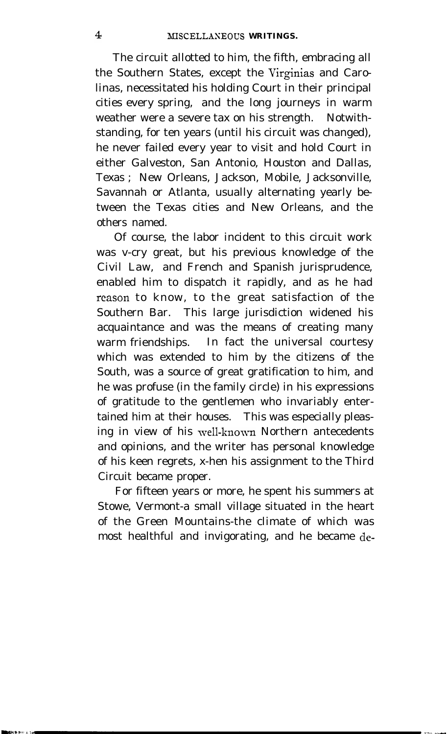The circuit allotted to him, the fifth, embracing all the Southern States, except the Virginias and Carolinas, necessitated his holding Court in their principal cities every spring, and the long journeys in warm weather were a severe tax on his strength. Notwithstanding, for ten years (until his circuit was changed), he never failed every year to visit and hold Court in either Galveston, San Antonio, Houston and Dallas, Texas ; New Orleans, Jackson, Mobile, Jacksonville, Savannah or Atlanta, usually alternating yearly between the Texas cities and New Orleans, and the others named.

Of course, the labor incident to this circuit work was v-cry great, but his previous knowledge of the Civil Law, and French and Spanish jurisprudence, enabled him to dispatch it rapidly, and as he had reason to know, to the great satisfaction of the Southern Bar. This large jurisdiction widened his acquaintance and was the means of creating many warm friendships. In fact the universal courtesy which was extended to him by the citizens of the South, was a source of great gratification to him, and he was profuse (in the family circle) in his expressions of gratitude to the gentlemen who invariably entertained him at their houses. This was especially pleasing in view of his well-known Northern antecedents and opinions, and the writer has personal knowledge of his keen regrets, x-hen his assignment to the Third Circuit became proper.

For fifteen years or more, he spent his summers at Stowe, Vermont-a small village situated in the heart of the Green Mountains-the climate of which was most healthful and invigorating, and he became de-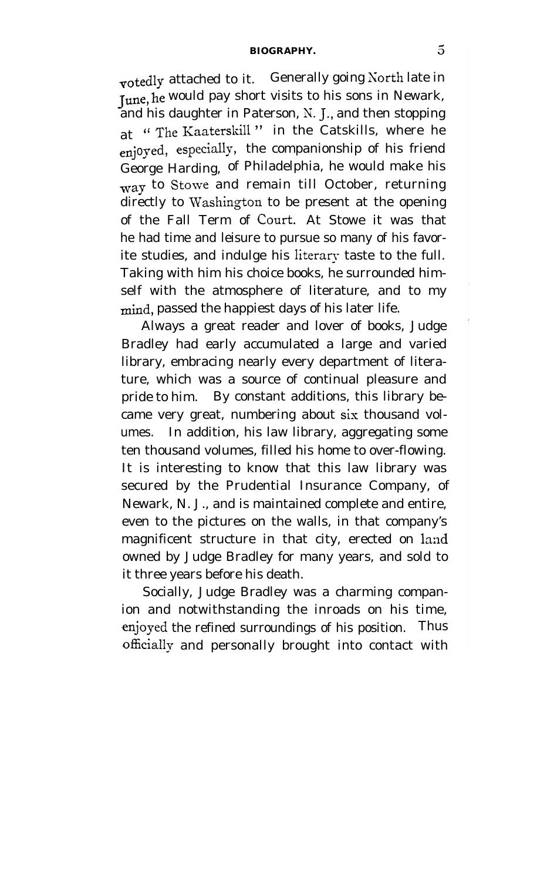votedly attached to it. Generally going North late in June, he would pay short visits to his sons in Newark, and his daughter in Paterson, N. J., and then stopping at " The Kaaterskill " in the Catskills, where he enjoyed, especially, the companionship of his friend George Harding, of Philadelphia, he would make his way to Stowe and remain till October, returning directly to Washington to be present at the opening of the Fall Term of Court. At Stowe it was that he had time and leisure to pursue so many of his favorite studies, and indulge his literary taste to the full. Taking with him his choice books, he surrounded himself with the atmosphere of literature, and to my mind, passed the happiest days of his later life.

Always a great reader and lover of books, Judge Bradley had early accumulated a large and varied library, embracing nearly every department of literature, which was a source of continual pleasure and pride to him. By constant additions, this library became very great, numbering about six thousand volumes. In addition, his law library, aggregating some ten thousand volumes, filled his home to over-flowing. It is interesting to know that this law library was secured by the Prudential Insurance Company, of Newark, N. J., and is maintained complete and entire, even to the pictures on the walls, in that company's magnificent structure in that city, erected on land owned by Judge Bradley for many years, and sold to it three years before his death.

Socially, Judge Bradley was a charming companion and notwithstanding the inroads on his time, enjoyed the refined surroundings of his position. Thus officially and personally brought into contact with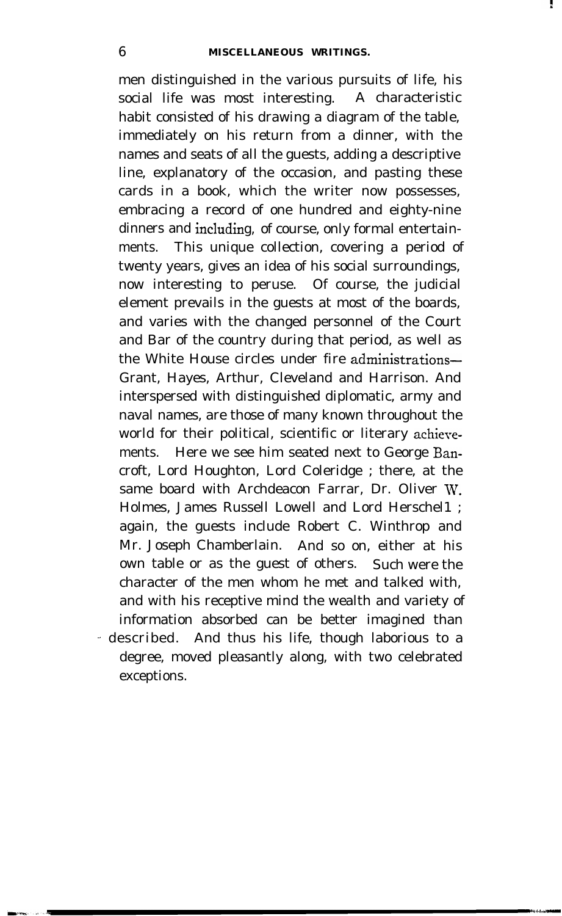men distinguished in the various pursuits of life, his social life was most interesting. A characteristic habit consisted of his drawing a diagram of the table, immediately on his return from a dinner, with the names and seats of all the guests, adding a descriptive line, explanatory of the occasion, and pasting these cards in a book, which the writer now possesses, embracing a record of one hundred and eighty-nine dinners and including, of course, only formal entertainments. This unique collection, covering a period of twenty years, gives an idea of his social surroundings, now interesting to peruse. Of course, the judicial element prevails in the guests at most of the boards, and varies with the changed personnel of the Court and Bar of the country during that period, as well as the White House circles under fire administrations— Grant, Hayes, Arthur, Cleveland and Harrison. And interspersed with distinguished diplomatic, army and naval names, are those of many known throughout the world for their political, scientific or literary achievements. Here we see him seated next to George Bancroft, Lord Houghton, Lord Coleridge ; there, at the same board with Archdeacon Farrar, Dr. Oliver W. Holmes, James Russell Lowell and Lord Herschel1 ; again, the guests include Robert C. Winthrop and Mr. Joseph Chamberlain. And so on, either at his own table or as the guest of others. Such were the character of the men whom he met and talked with, and with his receptive mind the wealth and variety of information absorbed can be better imagined than described. And thus his life, though laborious to a degree, moved pleasantly along, with two celebrated exceptions.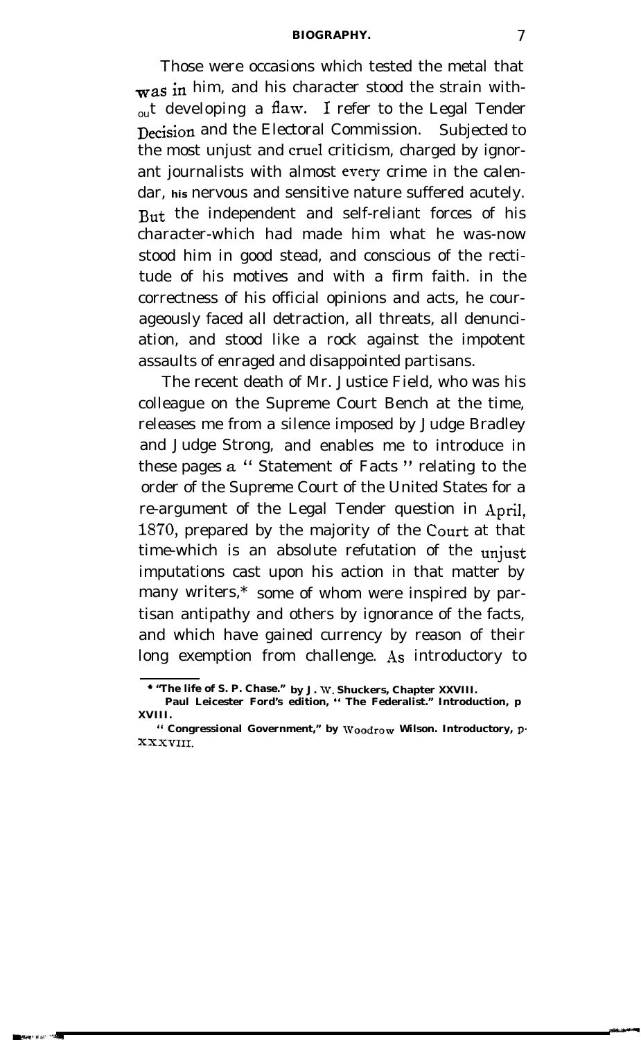Those were occasions which tested the metal that was in him, and his character stood the strain without developing a flaw. I refer to the Legal Tender Decision and the Electoral Commission. Subjected to the most unjust and cruel criticism, charged by ignorant journalists with almost every crime in the calendar, his nervous and sensitive nature suffered acutely. But the independent and self-reliant forces of his character-which had made him what he was-now stood him in good stead, and conscious of the rectitude of his motives and with a firm faith. in the correctness of his official opinions and acts, he courageously faced all detraction, all threats, all denunciation, and stood like a rock against the impotent assaults of enraged and disappointed partisans.

The recent death of Mr. Justice Field, who was his colleague on the Supreme Court Bench at the time, releases me from a silence imposed by Judge Bradley and Judge Strong, and enables me to introduce in these pages a " Statement of Facts " relating to the order of the Supreme Court of the United States for a re-argument of the Legal Tender question in April, 1870, prepared by the majority of the Court at that time-which is an absolute refutation of the unjust imputations cast upon his action in that matter by many writers,* some of whom were inspired by partisan antipathy and others by ignorance of the facts, and which have gained currency by reason of their long exemption from challenge. As introductory to

---

* "The life of S. P. Chase." by J. W. Shuckers, Chapter XXVIII.
Paul Leicester Ford's edition, " The Federalist." Introduction, p XVIII.
" Congressional Government," by Woodrow Wilson. Introductory, p. XXXVIII.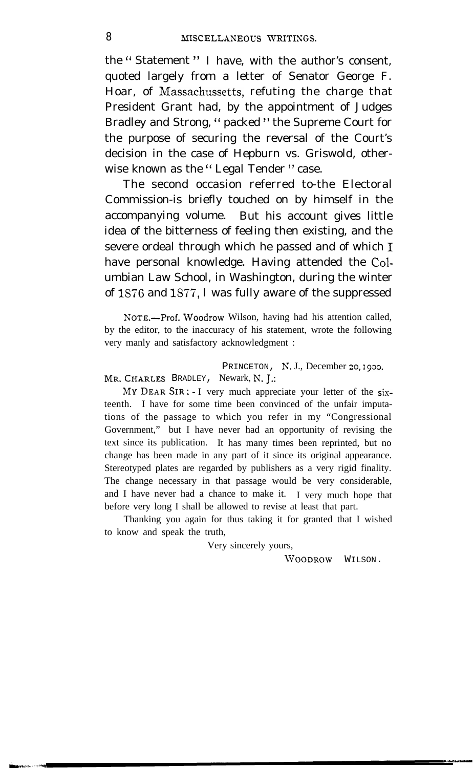the "Statement" I have, with the author's consent, quoted largely from a letter of Senator George F. Hoar, of Massachussetts, refuting the charge that President Grant had, by the appointment of Judges Bradley and Strong, "packed" the Supreme Court for the purpose of securing the reversal of the Court's decision in the case of Hepburn vs. Griswold, otherwise known as the "Legal Tender" case.

The second occasion referred to—the Electoral Commission—is briefly touched on by himself in the accompanying volume. But his account gives little idea of the bitterness of feeling then existing, and the severe ordeal through which he passed and of which I have personal knowledge. Having attended the Columbian Law School, in Washington, during the winter of 1876 and 1877, I was fully aware of the suppressed

NOTE.—Prof. Woodrow Wilson, having had his attention called, by the editor, to the inaccuracy of his statement, wrote the following very manly and satisfactory acknowledgment :

PRINCETON, N. J., December 20, 1900.

MR. CHARLES BRADLEY, Newark, N. J.:

MY DEAR SIR: - I very much appreciate your letter of the sixteenth. I have for some time been convinced of the unfair imputations of the passage to which you refer in my "Congressional Government," but I have never had an opportunity of revising the text since its publication. It has many times been reprinted, but no change has been made in any part of it since its original appearance. Stereotyped plates are regarded by publishers as a very rigid finality. The change necessary in that passage would be very considerable, and I have never had a chance to make it. I very much hope that before very long I shall be allowed to revise at least that part.

Thanking you again for thus taking it for granted that I wished to know and speak the truth,

Very sincerely yours,

WOODROW WILSON.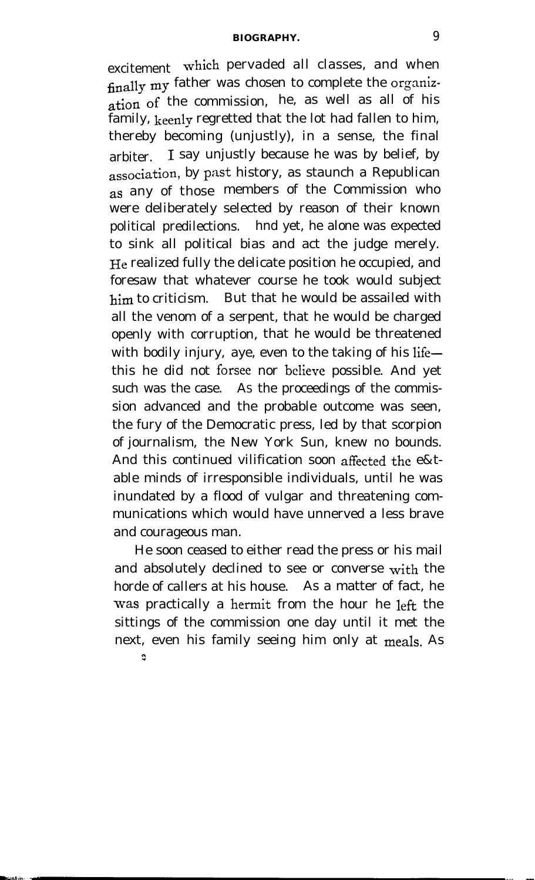excitement which pervaded all classes, and when finally my father was chosen to complete the organization of the commission, he, as well as all of his family, keenly regretted that the lot had fallen to him, thereby becoming (unjustly), in a sense, the final arbiter. I say unjustly because he was by belief, by association, by past history, as staunch a Republican as any of those members of the Commission who were deliberately selected by reason of their known political predilections. hnd yet, he alone was expected to sink all political bias and act the judge merely. He realized fully the delicate position he occupied, and foresaw that whatever course he took would subject him to criticism. But that he would be assailed with all the venom of a serpent, that he would be charged openly with corruption, that he would be threatened with bodily injury, aye, even to the taking of his life—this he did not forsee nor believe possible. And yet such was the case. As the proceedings of the commission advanced and the probable outcome was seen, the fury of the Democratic press, led by that scorpion of journalism, the New York Sun, knew no bounds. And this continued vilification soon affected the e&table minds of irresponsible individuals, until he was inundated by a flood of vulgar and threatening communications which would have unnerved a less brave and courageous man.

He soon ceased to either read the press or his mail and absolutely declined to see or converse with the horde of callers at his house. As a matter of fact, he was practically a hermit from the hour he left the sittings of the commission one day until it met the next, even his family seeing him only at meals. As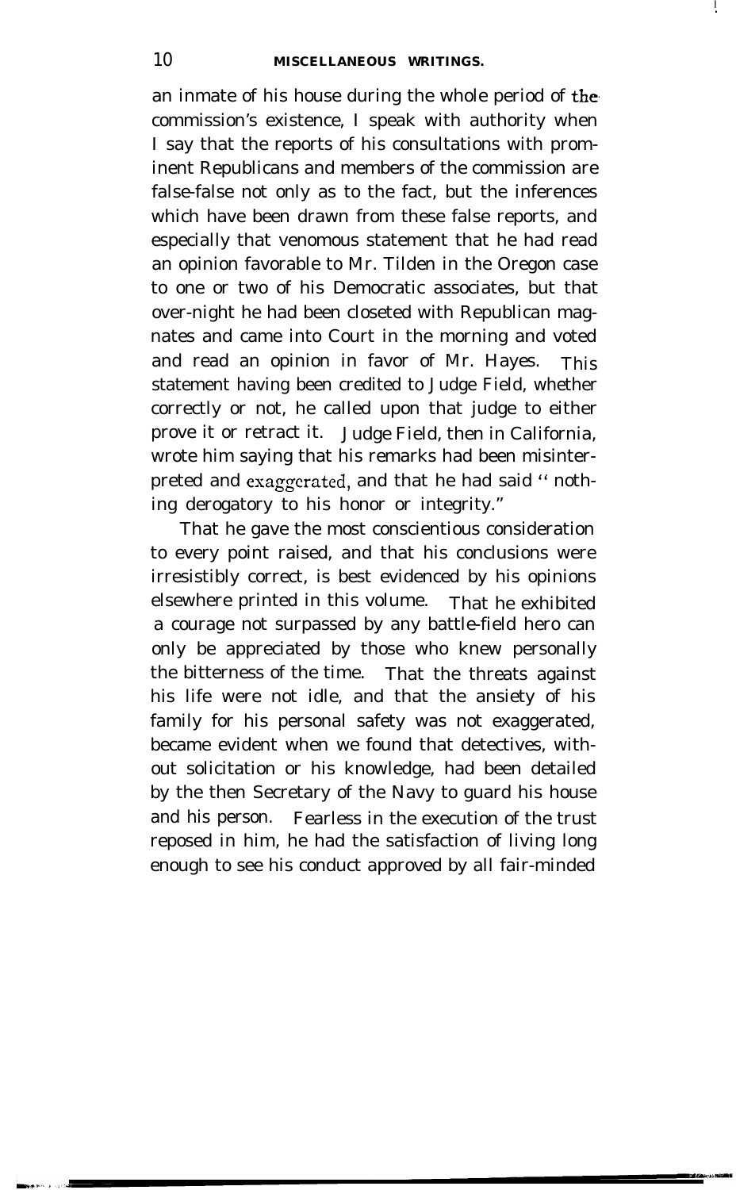an inmate of his house during the whole period of the commission's existence, I speak with authority when I say that the reports of his consultations with prominent Republicans and members of the commission are false-false not only as to the fact, but the inferences which have been drawn from these false reports, and especially that venomous statement that he had read an opinion favorable to Mr. Tilden in the Oregon case to one or two of his Democratic associates, but that over-night he had been closeted with Republican magnates and came into Court in the morning and voted and read an opinion in favor of Mr. Hayes. This statement having been credited to Judge Field, whether correctly or not, he called upon that judge to either prove it or retract it. Judge Field, then in California, wrote him saying that his remarks had been misinterpreted and exaggerated, and that he had said "nothing derogatory to his honor or integrity."

That he gave the most conscientious consideration to every point raised, and that his conclusions were irresistibly correct, is best evidenced by his opinions elsewhere printed in this volume. That he exhibited a courage not surpassed by any battle-field hero can only be appreciated by those who knew personally the bitterness of the time. That the threats against his life were not idle, and that the ansiety of his family for his personal safety was not exaggerated, became evident when we found that detectives, without solicitation or his knowledge, had been detailed by the then Secretary of the Navy to guard his house and his person. Fearless in the execution of the trust reposed in him, he had the satisfaction of living long enough to see his conduct approved by all fair-minded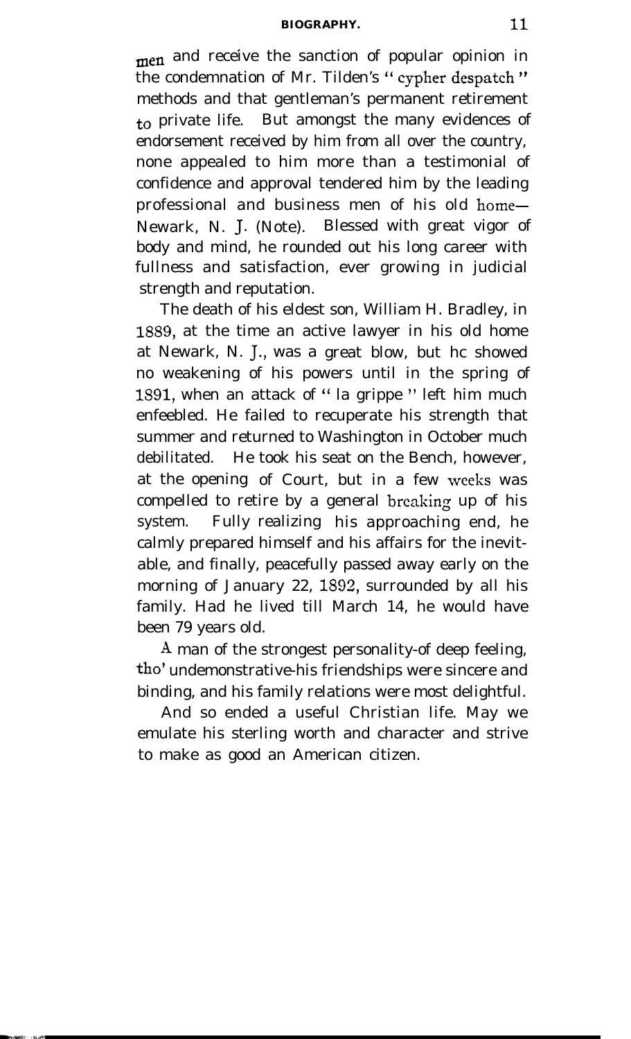men and receive the sanction of popular opinion in the condemnation of Mr. Tilden's "cypher despatch" methods and that gentleman's permanent retirement to private life. But amongst the many evidences of endorsement received by him from all over the country, none appealed to him more than a testimonial of confidence and approval tendered him by the leading professional and business men of his old home—Newark, N. J. (Note). Blessed with great vigor of body and mind, he rounded out his long career with fullness and satisfaction, ever growing in judicial strength and reputation.

The death of his eldest son, William H. Bradley, in 1889, at the time an active lawyer in his old home at Newark, N. J., was a great blow, but hc showed no weakening of his powers until in the spring of 1891, when an attack of "la grippe" left him much enfeebled. He failed to recuperate his strength that summer and returned to Washington in October much debilitated. He took his seat on the Bench, however, at the opening of Court, but in a few weeks was compelled to retire by a general breaking up of his system. Fully realizing his approaching end, he calmly prepared himself and his affairs for the inevitable, and finally, peacefully passed away early on the morning of January 22, 1892, surrounded by all his family. Had he lived till March 14, he would have been 79 years old.

A man of the strongest personality-of deep feeling, tho' undemonstrative-his friendships were sincere and binding, and his family relations were most delightful.

And so ended a useful Christian life. May we emulate his sterling worth and character and strive to make as good an American citizen.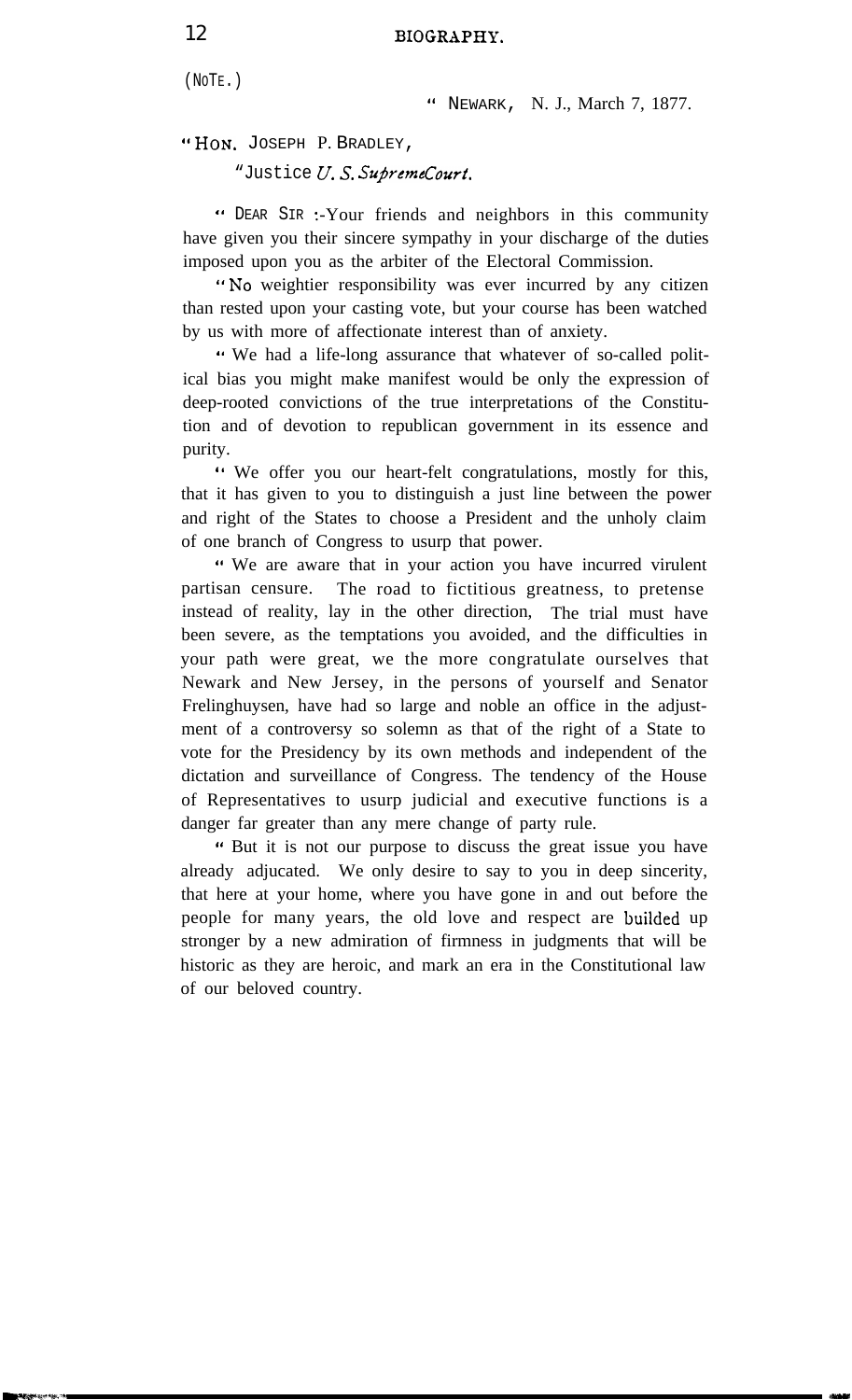(NOTE.)

" NEWARK, N. J., March 7, 1877.

"HON. JOSEPH P. BRADLEY,

"Justice *U. S. Supreme Court.*

" DEAR SIR :-Your friends and neighbors in this community have given you their sincere sympathy in your discharge of the duties imposed upon you as the arbiter of the Electoral Commission.

"No weightier responsibility was ever incurred by any citizen than rested upon your casting vote, but your course has been watched by us with more of affectionate interest than of anxiety.

" We had a life-long assurance that whatever of so-called political bias you might make manifest would be only the expression of deep-rooted convictions of the true interpretations of the Constitution and of devotion to republican government in its essence and purity.

" We offer you our heart-felt congratulations, mostly for this, that it has given to you to distinguish a just line between the power and right of the States to choose a President and the unholy claim of one branch of Congress to usurp that power.

" We are aware that in your action you have incurred virulent partisan censure. The road to fictitious greatness, to pretense instead of reality, lay in the other direction, The trial must have been severe, as the temptations you avoided, and the difficulties in your path were great, we the more congratulate ourselves that Newark and New Jersey, in the persons of yourself and Senator Frelinghuysen, have had so large and noble an office in the adjustment of a controversy so solemn as that of the right of a State to vote for the Presidency by its own methods and independent of the dictation and surveillance of Congress. The tendency of the House of Representatives to usurp judicial and executive functions is a danger far greater than any mere change of party rule.

" But it is not our purpose to discuss the great issue you have already adjucated. We only desire to say to you in deep sincerity, that here at your home, where you have gone in and out before the people for many years, the old love and respect are builded up stronger by a new admiration of firmness in judgments that will be historic as they are heroic, and mark an era in the Constitutional law of our beloved country.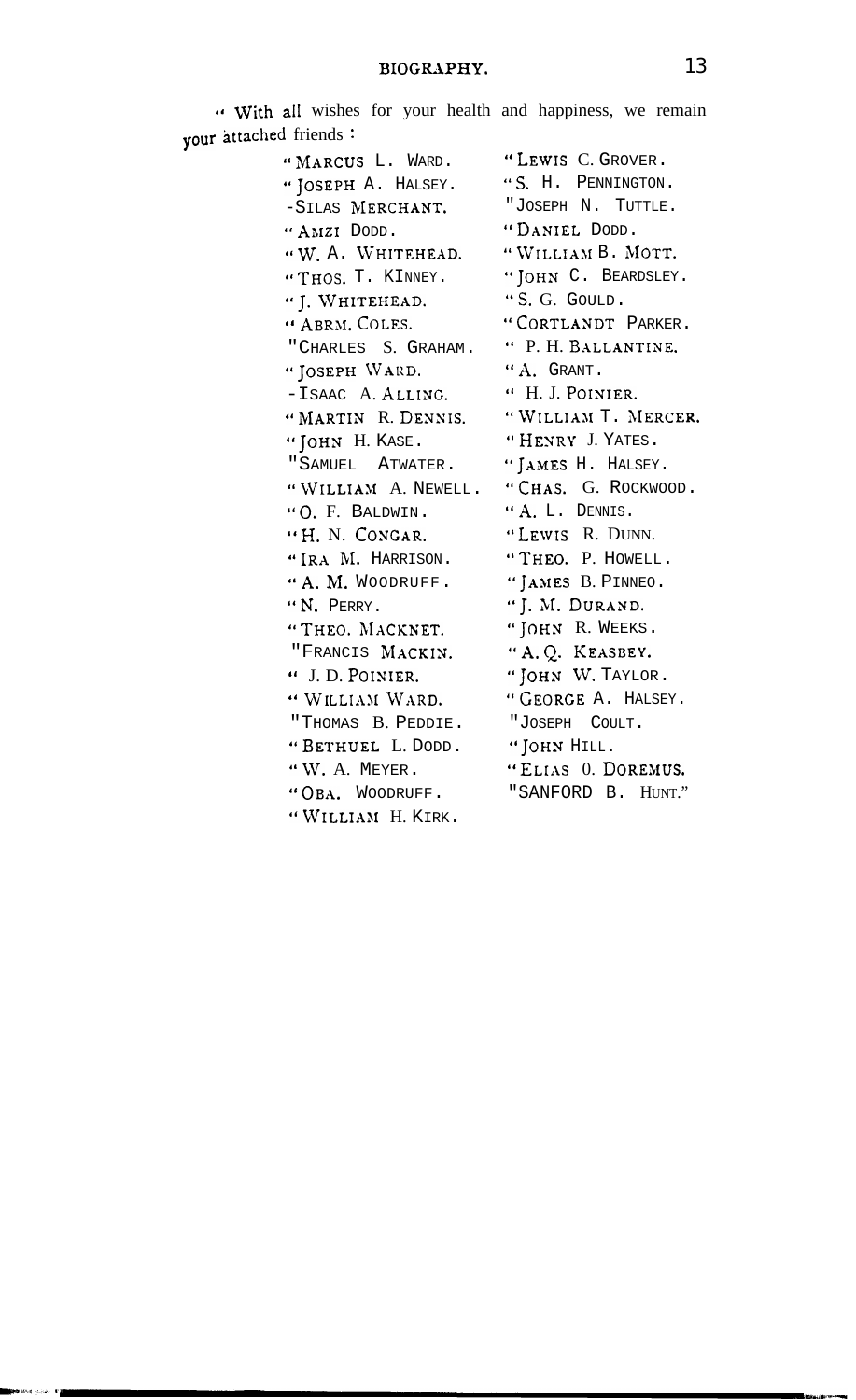" With all wishes for your health and happiness, we remain your attached friends :

"MARCUS L. WARD.
"JOSEPH A. HALSEY.
"SILAS MERCHANT.
"AMZI DODD.
"W. A. WHITEHEAD.
"THOS. T. KINNEY.
"J. WHITEHEAD.
"ABRM. COLES.
"CHARLES S. GRAHAM.
"JOSEPH WARD.
"ISAAC A. ALLING.
"MARTIN R. DENNIS.
"JOHN H. KASE.
"SAMUEL ATWATER.
"WILLIAM A. NEWELL.
"O. F. BALDWIN.
"H. N. CONGAR.
"IRA M. HARRISON.
"A. M. WOODRUFF.
"N. PERRY.
"THEO. MACKNET.
"FRANCIS MACKIN.
" J. D. POINIER.
"WILLIAM WARD.
"THOMAS B. PEDDIE.
"BETHUEL L. DODD.
"W. A. MEYER.
"OBA. WOODRUFF.
"WILLIAM H. KIRK.
"LEWIS C. GROVER.
"S. H. PENNINGTON.
"JOSEPH N. TUTTLE.
"DANIEL DODD.
"WILLIAM B. MOTT.
"JOHN C. BEARDSLEY.
"S. G. GOULD.
"CORTLANDT PARKER.
" P. H. BALLANTINE.
"A. GRANT.
" H. J. POINIER.
"WILLIAM T. MERCER.
"HENRY J. YATES.
"JAMES H. HALSEY.
"CHAS. G. ROCKWOOD.
"A. L. DENNIS.
"LEWIS R. DUNN.
"THEO. P. HOWELL.
"JAMES B. PINNEO.
"J. M. DURAND.
"JOHN R. WEEKS.
"A. Q. KEASBEY.
"JOHN W. TAYLOR.
"GEORGE A. HALSEY.
"JOSEPH COULT.
"JOHN HILL.
"ELIAS O. DOREMUS.
"SANFORD B. HUNT."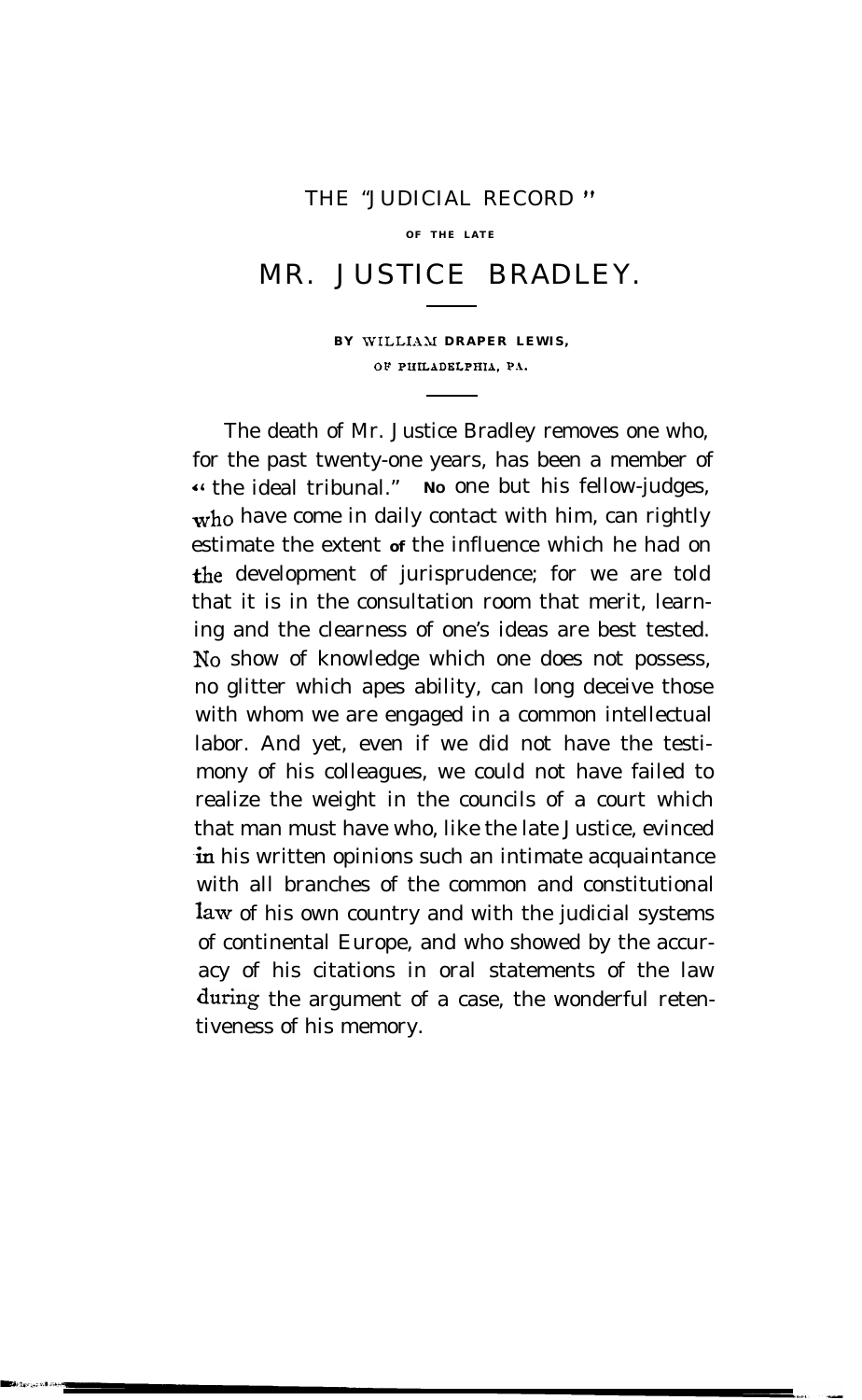# THE "JUDICIAL RECORD"

### OF THE LATE

# MR. JUSTICE BRADLEY.

**BY WILLIAM DRAPER LEWIS,**

OF PHILADELPHIA, PA.

The death of Mr. Justice Bradley removes one who, for the past twenty-one years, has been a member of "the ideal tribunal." No one but his fellow-judges, who have come in daily contact with him, can rightly estimate the extent of the influence which he had on the development of jurisprudence; for we are told that it is in the consultation room that merit, learning and the clearness of one's ideas are best tested. No show of knowledge which one does not possess, no glitter which apes ability, can long deceive those with whom we are engaged in a common intellectual labor. And yet, even if we did not have the testimony of his colleagues, we could not have failed to realize the weight in the councils of a court which that man must have who, like the late Justice, evinced in his written opinions such an intimate acquaintance with all branches of the common and constitutional law of his own country and with the judicial systems of continental Europe, and who showed by the accuracy of his citations in oral statements of the law during the argument of a case, the wonderful retentiveness of his memory.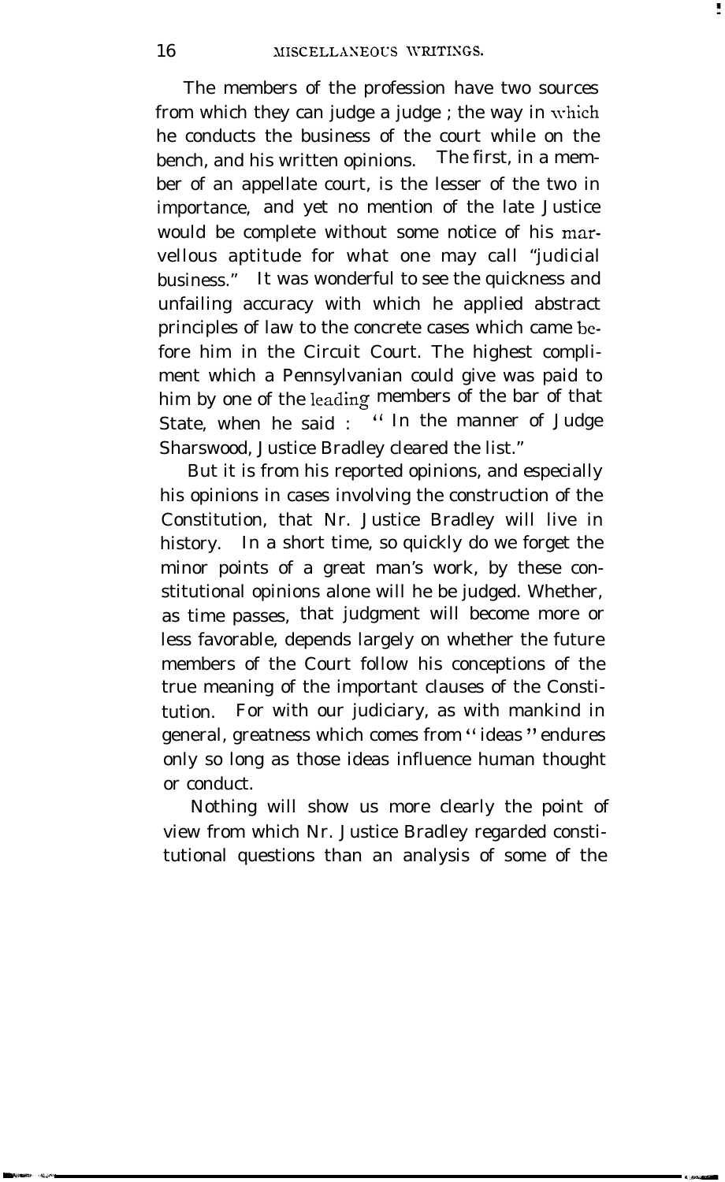The members of the profession have two sources from which they can judge a judge ; the way in which he conducts the business of the court while on the bench, and his written opinions. The first, in a member of an appellate court, is the lesser of the two in importance, and yet no mention of the late Justice would be complete without some notice of his marvellous aptitude for what one may call "judicial business." It was wonderful to see the quickness and unfailing accuracy with which he applied abstract principles of law to the concrete cases which came before him in the Circuit Court. The highest compliment which a Pennsylvanian could give was paid to him by one of the leading members of the bar of that State, when he said : " In the manner of Judge Sharswood, Justice Bradley cleared the list."

But it is from his reported opinions, and especially his opinions in cases involving the construction of the Constitution, that Nr. Justice Bradley will live in history. In a short time, so quickly do we forget the minor points of a great man's work, by these constitutional opinions alone will he be judged. Whether, as time passes, that judgment will become more or less favorable, depends largely on whether the future members of the Court follow his conceptions of the true meaning of the important clauses of the Constitution. For with our judiciary, as with mankind in general, greatness which comes from " ideas " endures only so long as those ideas influence human thought or conduct.

Nothing will show us more clearly the point of view from which Nr. Justice Bradley regarded constitutional questions than an analysis of some of the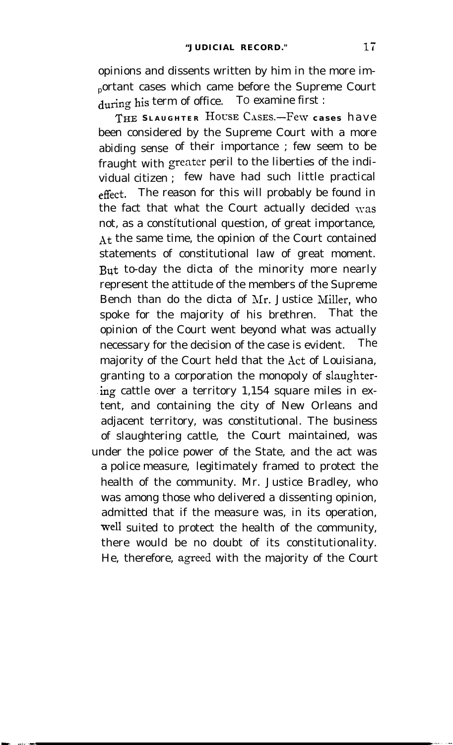opinions and dissents written by him in the more important cases which came before the Supreme Court during his term of office. To examine first :

THE SLAUGHTER HOUSE CASES.—Few cases have been considered by the Supreme Court with a more abiding sense of their importance ; few seem to be fraught with greater peril to the liberties of the individual citizen ; few have had such little practical effect. The reason for this will probably be found in the fact that what the Court actually decided was not, as a constitutional question, of great importance, At the same time, the opinion of the Court contained statements of constitutional law of great moment. But to-day the dicta of the minority more nearly represent the attitude of the members of the Supreme Bench than do the dicta of Mr. Justice Miller, who spoke for the majority of his brethren. That the opinion of the Court went beyond what was actually necessary for the decision of the case is evident. The majority of the Court held that the Act of Louisiana, granting to a corporation the monopoly of slaughtering cattle over a territory 1,154 square miles in extent, and containing the city of New Orleans and adjacent territory, was constitutional. The business of slaughtering cattle, the Court maintained, was under the police power of the State, and the act was a police measure, legitimately framed to protect the health of the community. Mr. Justice Bradley, who was among those who delivered a dissenting opinion, admitted that if the measure was, in its operation, well suited to protect the health of the community, there would be no doubt of its constitutionality. He, therefore, agreed with the majority of the Court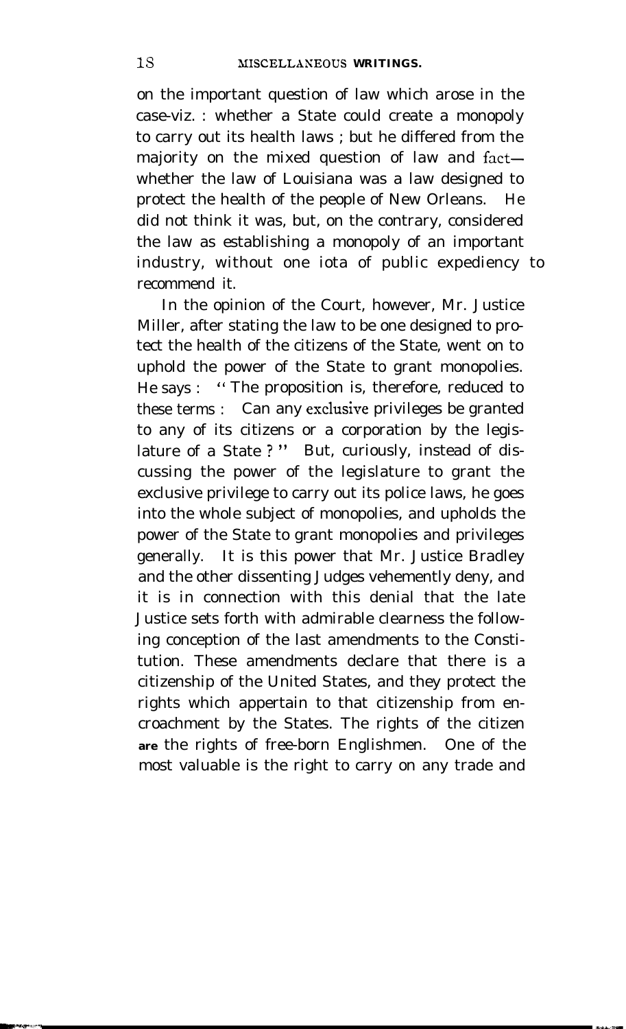on the important question of law which arose in the case-viz. : whether a State could create a monopoly to carry out its health laws ; but he differed from the majority on the mixed question of law and fact—whether the law of Louisiana was a law designed to protect the health of the people of New Orleans. He did not think it was, but, on the contrary, considered the law as establishing a monopoly of an important industry, without one iota of public expediency to recommend it.

In the opinion of the Court, however, Mr. Justice Miller, after stating the law to be one designed to protect the health of the citizens of the State, went on to uphold the power of the State to grant monopolies. He says : "The proposition is, therefore, reduced to these terms : Can any exclusive privileges be granted to any of its citizens or a corporation by the legislature of a State ?" But, curiously, instead of discussing the power of the legislature to grant the exclusive privilege to carry out its police laws, he goes into the whole subject of monopolies, and upholds the power of the State to grant monopolies and privileges generally. It is this power that Mr. Justice Bradley and the other dissenting Judges vehemently deny, and it is in connection with this denial that the late Justice sets forth with admirable clearness the following conception of the last amendments to the Constitution. These amendments declare that there is a citizenship of the United States, and they protect the rights which appertain to that citizenship from encroachment by the States. The rights of the citizen are the rights of free-born Englishmen. One of the most valuable is the right to carry on any trade and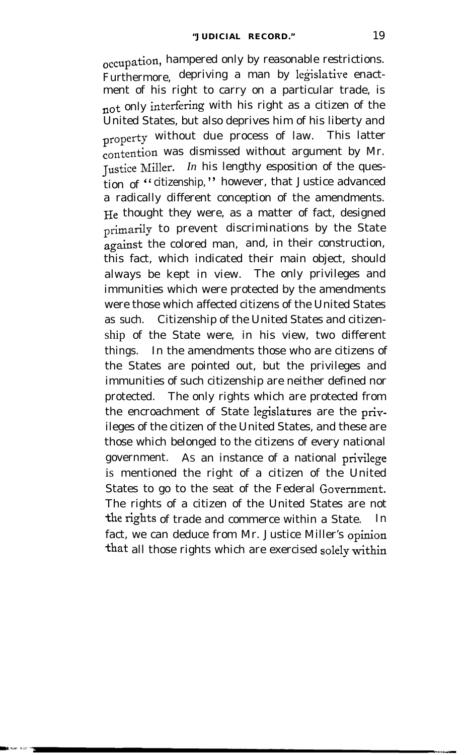occupation, hampered only by reasonable restrictions. Furthermore, depriving a man by legislative enactment of his right to carry on a particular trade, is not only interfering with his right as a citizen of the United States, but also deprives him of his liberty and property without due process of law. This latter contention was dismissed without argument by Mr. Justice Miller. *In* his lengthy esposition of the question of "citizenship," however, that Justice advanced a radically different conception of the amendments. He thought they were, as a matter of fact, designed primarily to prevent discriminations by the State against the colored man, and, in their construction, this fact, which indicated their main object, should always be kept in view. The only privileges and immunities which were protected by the amendments were those which affected citizens of the United States as such. Citizenship of the United States and citizenship of the State were, in his view, two different things. In the amendments those who are citizens of the States are pointed out, but the privileges and immunities of such citizenship are neither defined nor protected. The only rights which are protected from the encroachment of State legislatures are the privileges of the citizen of the United States, and these are those which belonged to the citizens of every national government. As an instance of a national privilege is mentioned the right of a citizen of the United States to go to the seat of the Federal Government. The rights of a citizen of the United States are not the rights of trade and commerce within a State. In fact, we can deduce from Mr. Justice Miller's opinion that all those rights which are exercised solely within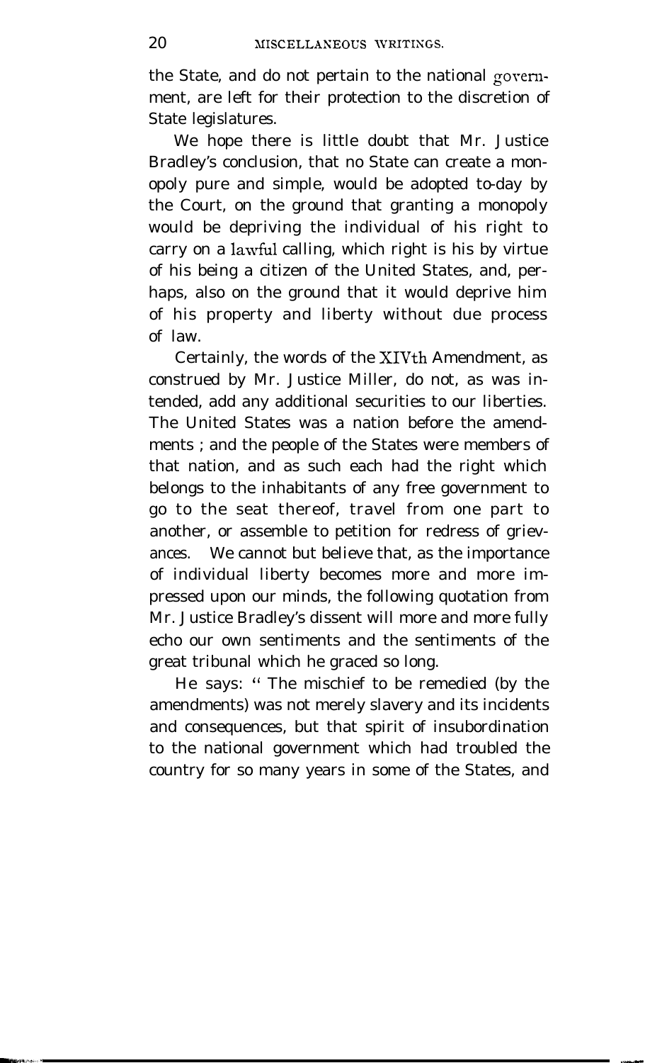the State, and do not pertain to the national government, are left for their protection to the discretion of State legislatures.

We hope there is little doubt that Mr. Justice Bradley's conclusion, that no State can create a monopoly pure and simple, would be adopted to-day by the Court, on the ground that granting a monopoly would be depriving the individual of his right to carry on a lawful calling, which right is his by virtue of his being a citizen of the United States, and, perhaps, also on the ground that it would deprive him of his property and liberty without due process of law.

Certainly, the words of the XIVth Amendment, as construed by Mr. Justice Miller, do not, as was intended, add any additional securities to our liberties. The United States was a nation before the amendments ; and the people of the States were members of that nation, and as such each had the right which belongs to the inhabitants of any free government to go to the seat thereof, travel from one part to another, or assemble to petition for redress of grievances. We cannot but believe that, as the importance of individual liberty becomes more and more impressed upon our minds, the following quotation from Mr. Justice Bradley's dissent will more and more fully echo our own sentiments and the sentiments of the great tribunal which he graced so long.

He says: " The mischief to be remedied (by the amendments) was not merely slavery and its incidents and consequences, but that spirit of insubordination to the national government which had troubled the country for so many years in some of the States, and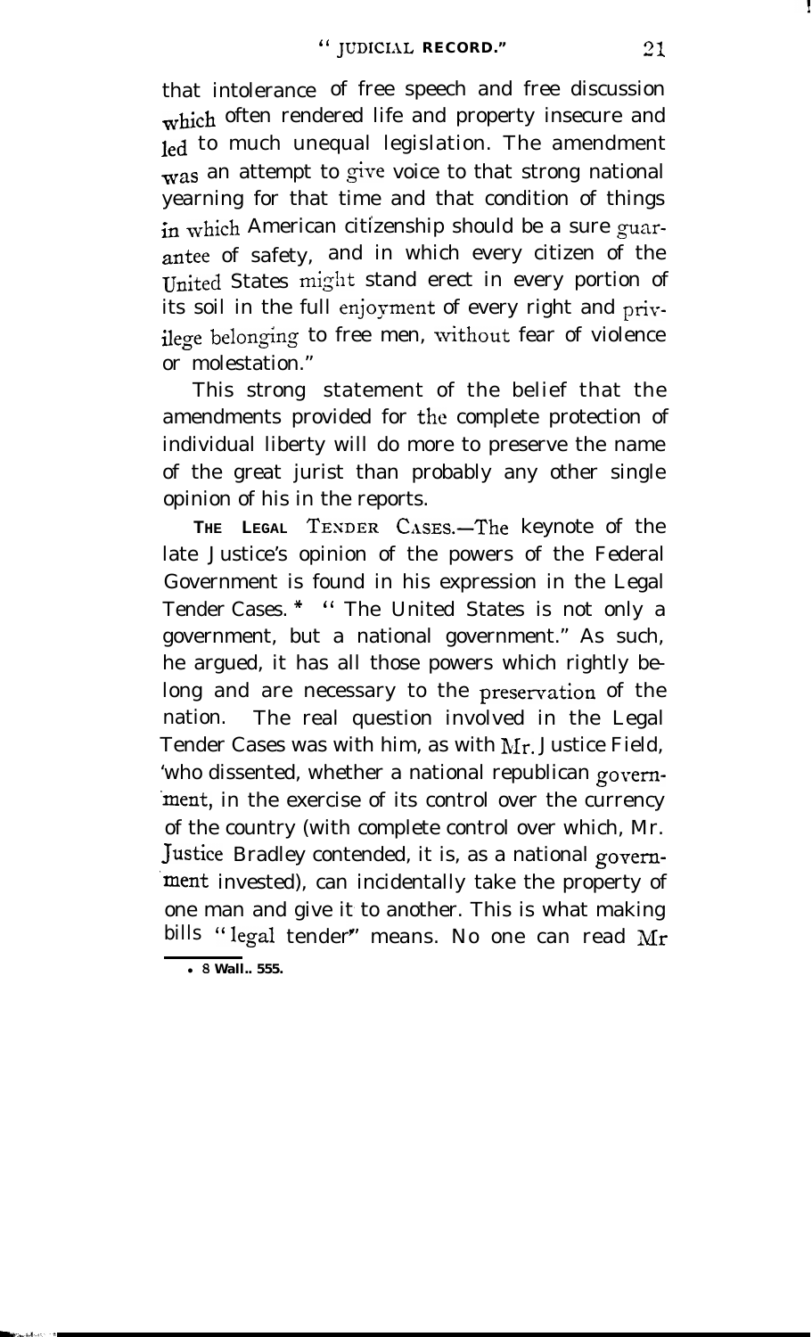that intolerance of free speech and free discussion which often rendered life and property insecure and led to much unequal legislation. The amendment was an attempt to give voice to that strong national yearning for that time and that condition of things in which American citizenship should be a sure guarantee of safety, and in which every citizen of the United States might stand erect in every portion of its soil in the full enjoyment of every right and privilege belonging to free men, without fear of violence or molestation."

This strong statement of the belief that the amendments provided for the complete protection of individual liberty will do more to preserve the name of the great jurist than probably any other single opinion of his in the reports.

**THE LEGAL TENDER CASES.**—The keynote of the late Justice's opinion of the powers of the Federal Government is found in his expression in the Legal Tender Cases.* "The United States is not only a government, but a national government." As such, he argued, it has all those powers which rightly belong and are necessary to the preservation of the nation. The real question involved in the Legal Tender Cases was with him, as with Mr. Justice Field, who dissented, whether a national republican government, in the exercise of its control over the currency of the country (with complete control over which, Mr. Justice Bradley contended, it is, as a national government invested), can incidentally take the property of one man and give it to another. This is what making bills "legal tender" means. No one can read Mr

* 8 Wall., 555.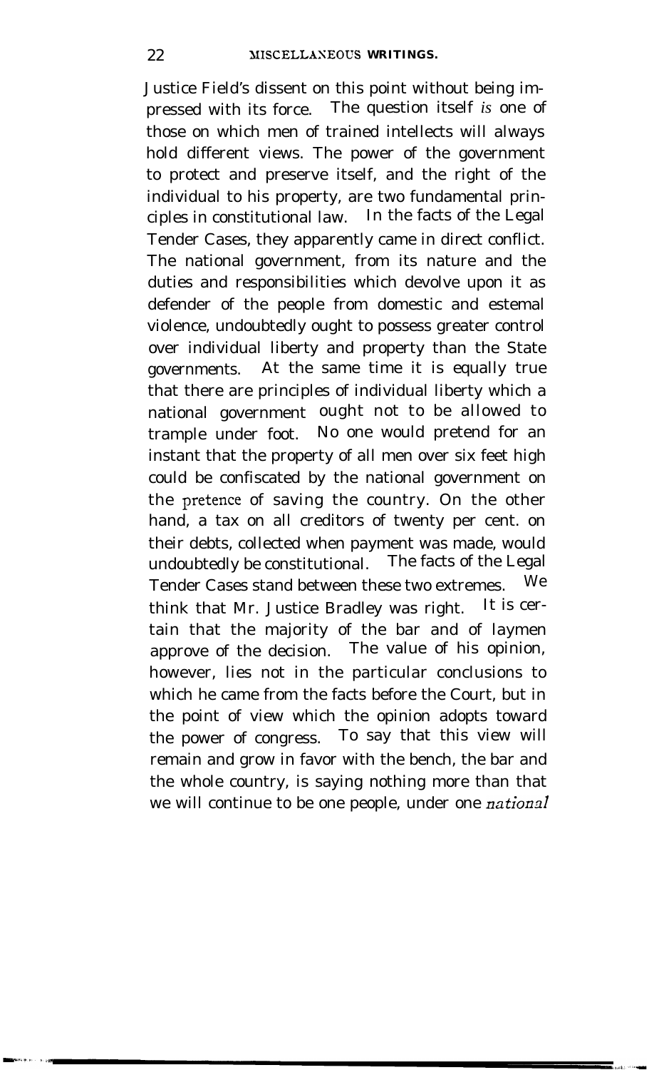Justice Field's dissent on this point without being impressed with its force. The question itself *is* one of those on which men of trained intellects will always hold different views. The power of the government to protect and preserve itself, and the right of the individual to his property, are two fundamental principles in constitutional law. In the facts of the Legal Tender Cases, they apparently came in direct conflict. The national government, from its nature and the duties and responsibilities which devolve upon it as defender of the people from domestic and estemal violence, undoubtedly ought to possess greater control over individual liberty and property than the State governments. At the same time it is equally true that there are principles of individual liberty which a national government ought not to be allowed to trample under foot. No one would pretend for an instant that the property of all men over six feet high could be confiscated by the national government on the pretence of saving the country. On the other hand, a tax on all creditors of twenty per cent. on their debts, collected when payment was made, would undoubtedly be constitutional. The facts of the Legal Tender Cases stand between these two extremes. We think that Mr. Justice Bradley was right. It is certain that the majority of the bar and of laymen approve of the decision. The value of his opinion, however, lies not in the particular conclusions to which he came from the facts before the Court, but in the point of view which the opinion adopts toward the power of congress. To say that this view will remain and grow in favor with the bench, the bar and the whole country, is saying nothing more than that we will continue to be one people, under one *national*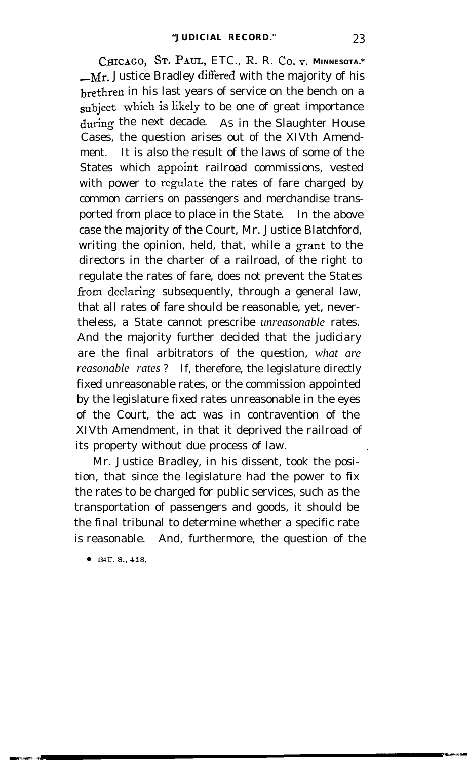CHICAGO, ST. PAUL, ETC., R. R. CO. v. MINNESOTA.* —Mr. Justice Bradley differed with the majority of his brethren in his last years of service on the bench on a subject which is likely to be one of great importance during the next decade. As in the Slaughter House Cases, the question arises out of the XIVth Amendment. It is also the result of the laws of some of the States which appoint railroad commissions, vested with power to regulate the rates of fare charged by common carriers on passengers and merchandise transported from place to place in the State. In the above case the majority of the Court, Mr. Justice Blatchford, writing the opinion, held, that, while a grant to the directors in the charter of a railroad, of the right to regulate the rates of fare, does not prevent the States from declaring subsequently, through a general law, that all rates of fare should be reasonable, yet, nevertheless, a State cannot prescribe *unreasonable* rates. And the majority further decided that the judiciary are the final arbitrators of the question, *what are reasonable rates*? If, therefore, the legislature directly fixed unreasonable rates, or the commission appointed by the legislature fixed rates unreasonable in the eyes of the Court, the act was in contravention of the XIVth Amendment, in that it deprived the railroad of its property without due process of law.

Mr. Justice Bradley, in his dissent, took the position, that since the legislature had the power to fix the rates to be charged for public services, such as the transportation of passengers and goods, it should be the final tribunal to determine whether a specific rate is reasonable. And, furthermore, the question of the

* 134 U. S., 418.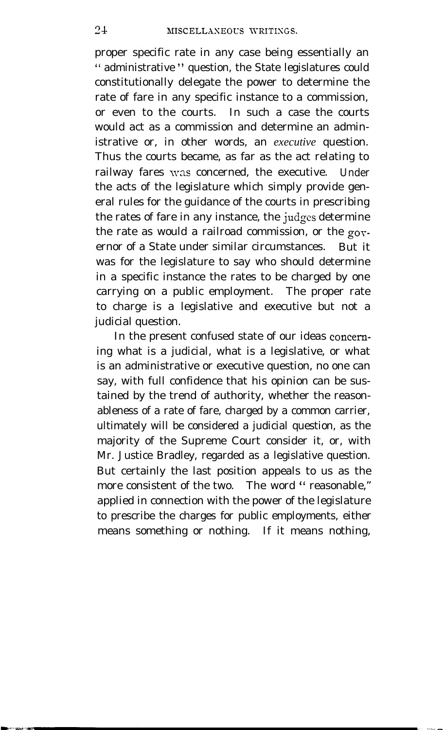proper specific rate in any case being essentially an "administrative" question, the State legislatures could constitutionally delegate the power to determine the rate of fare in any specific instance to a commission, or even to the courts. In such a case the courts would act as a commission and determine an administrative or, in other words, an *executive* question. Thus the courts became, as far as the act relating to railway fares was concerned, the executive. Under the acts of the legislature which simply provide general rules for the guidance of the courts in prescribing the rates of fare in any instance, the judges determine the rate as would a railroad commission, or the governor of a State under similar circumstances. But it was for the legislature to say who should determine in a specific instance the rates to be charged by one carrying on a public employment. The proper rate to charge is a legislative and executive but not a judicial question.

In the present confused state of our ideas concerning what is a judicial, what is a legislative, or what is an administrative or executive question, no one can say, with full confidence that his opinion can be sustained by the trend of authority, whether the reasonableness of a rate of fare, charged by a common carrier, ultimately will be considered a judicial question, as the majority of the Supreme Court consider it, or, with Mr. Justice Bradley, regarded as a legislative question. But certainly the last position appeals to us as the more consistent of the two. The word "reasonable," applied in connection with the power of the legislature to prescribe the charges for public employments, either means something or nothing. If it means nothing,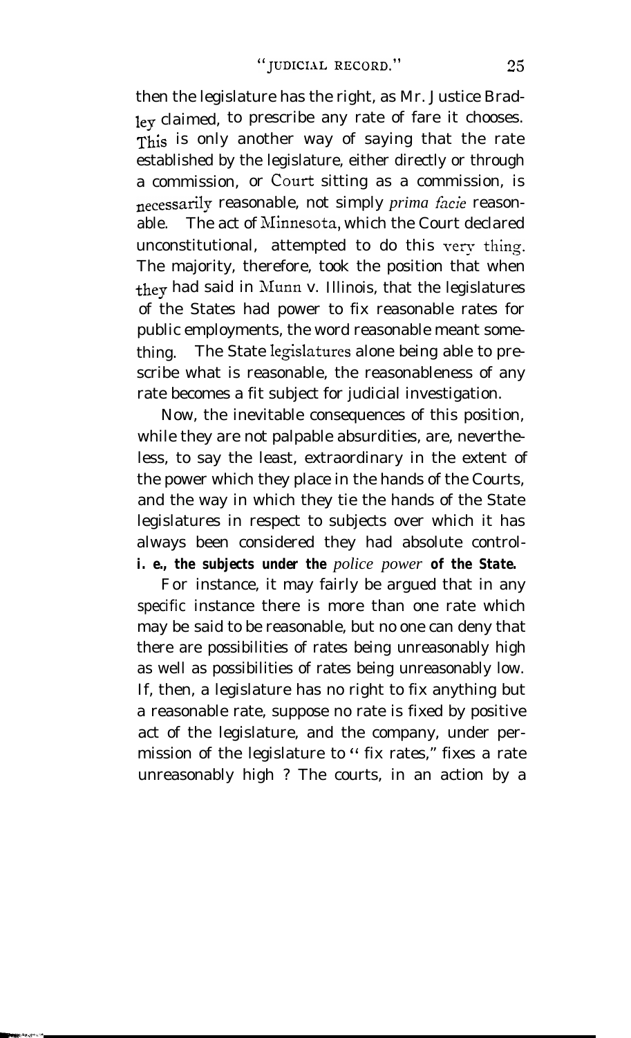then the legislature has the right, as Mr. Justice Bradley claimed, to prescribe any rate of fare it chooses. This is only another way of saying that the rate established by the legislature, either directly or through a commission, or Court sitting as a commission, is necessarily reasonable, not simply *prima facie* reasonable. The act of Minnesota, which the Court declared unconstitutional, attempted to do this very thing. The majority, therefore, took the position that when they had said in Munn v. Illinois, that the legislatures of the States had power to fix reasonable rates for public employments, the word reasonable meant something. The State legislatures alone being able to prescribe what is reasonable, the reasonableness of any rate becomes a fit subject for judicial investigation.

Now, the inevitable consequences of this position, while they are not palpable absurdities, are, nevertheless, to say the least, extraordinary in the extent of the power which they place in the hands of the Courts, and the way in which they tie the hands of the State legislatures in respect to subjects over which it has always been considered they had absolute control-**i. e., the subjects under the *police power* of the State.**

For instance, it may fairly be argued that in any specific instance there is more than one rate which may be said to be reasonable, but no one can deny that there are possibilities of rates being unreasonably high as well as possibilities of rates being unreasonably low. If, then, a legislature has no right to fix anything but a reasonable rate, suppose no rate is fixed by positive act of the legislature, and the company, under permission of the legislature to "fix rates," fixes a rate unreasonably high ? The courts, in an action by a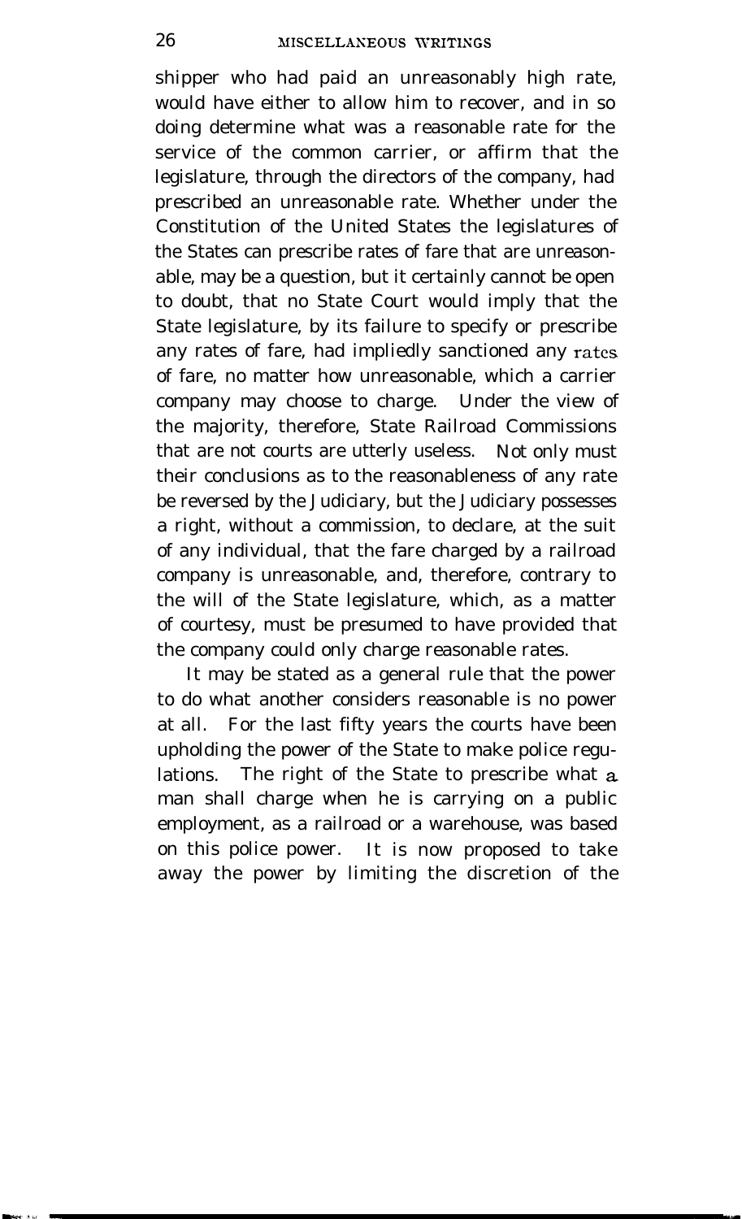shipper who had paid an unreasonably high rate, would have either to allow him to recover, and in so doing determine what was a reasonable rate for the service of the common carrier, or affirm that the legislature, through the directors of the company, had prescribed an unreasonable rate. Whether under the Constitution of the United States the legislatures of the States can prescribe rates of fare that are unreasonable, may be a question, but it certainly cannot be open to doubt, that no State Court would imply that the State legislature, by its failure to specify or prescribe any rates of fare, had impliedly sanctioned any rates of fare, no matter how unreasonable, which a carrier company may choose to charge. Under the view of the majority, therefore, State Railroad Commissions that are not courts are utterly useless. Not only must their conclusions as to the reasonableness of any rate be reversed by the Judiciary, but the Judiciary possesses a right, without a commission, to declare, at the suit of any individual, that the fare charged by a railroad company is unreasonable, and, therefore, contrary to the will of the State legislature, which, as a matter of courtesy, must be presumed to have provided that the company could only charge reasonable rates.

It may be stated as a general rule that the power to do what another considers reasonable is no power at all. For the last fifty years the courts have been upholding the power of the State to make police regulations. The right of the State to prescribe what a man shall charge when he is carrying on a public employment, as a railroad or a warehouse, was based on this police power. It is now proposed to take away the power by limiting the discretion of the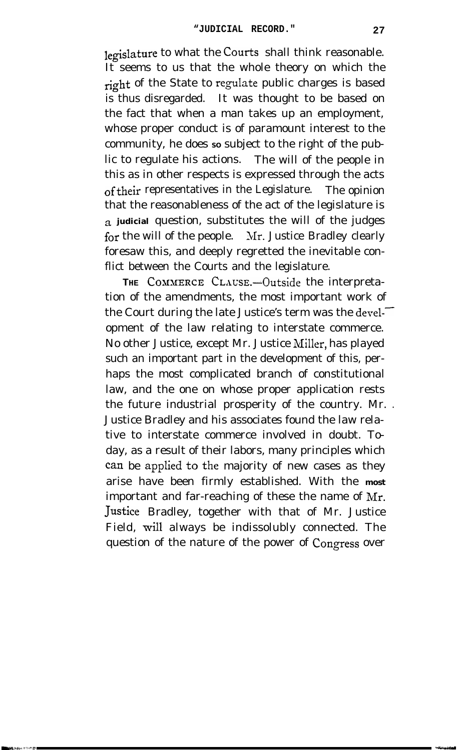legislature to what the Courts shall think reasonable. It seems to us that the whole theory on which the right of the State to regulate public charges is based is thus disregarded. It was thought to be based on the fact that when a man takes up an employment, whose proper conduct is of paramount interest to the community, he does so subject to the right of the public to regulate his actions. The will of the people in this as in other respects is expressed through the acts of their representatives in the Legislature. The opinion that the reasonableness of the act of the legislature is a judicial question, substitutes the will of the judges for the will of the people. Mr. Justice Bradley clearly foresaw this, and deeply regretted the inevitable conflict between the Courts and the legislature.

**THE COMMERCE CLAUSE.**—Outside the interpretation of the amendments, the most important work of the Court during the late Justice's term was the development of the law relating to interstate commerce. No other Justice, except Mr. Justice Miller, has played such an important part in the development of this, perhaps the most complicated branch of constitutional law, and the one on whose proper application rests the future industrial prosperity of the country. Mr. Justice Bradley and his associates found the law relative to interstate commerce involved in doubt. Today, as a result of their labors, many principles which can be applied to the majority of new cases as they arise have been firmly established. With the most important and far-reaching of these the name of Mr. Justice Bradley, together with that of Mr. Justice Field, will always be indissolubly connected. The question of the nature of the power of Congress over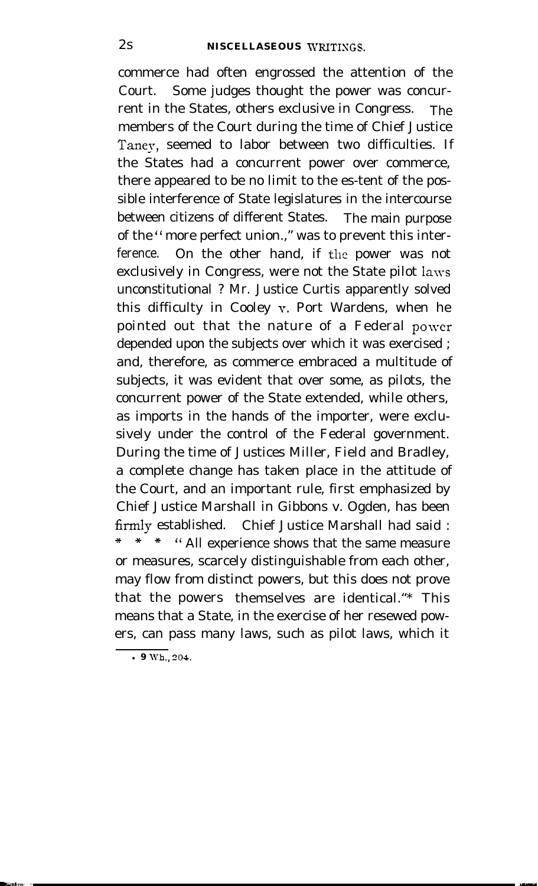commerce had often engrossed the attention of the Court. Some judges thought the power was concurrent in the States, others exclusive in Congress. The members of the Court during the time of Chief Justice Taney, seemed to labor between two difficulties. If the States had a concurrent power over commerce, there appeared to be no limit to the es-tent of the possible interference of State legislatures in the intercourse between citizens of different States. The main purpose of the "more perfect union.," was to prevent this interference. On the other hand, if the power was not exclusively in Congress, were not the State pilot laws unconstitutional ? Mr. Justice Curtis apparently solved this difficulty in Cooley v. Port Wardens, when he pointed out that the nature of a Federal power depended upon the subjects over which it was exercised ; and, therefore, as commerce embraced a multitude of subjects, it was evident that over some, as pilots, the concurrent power of the State extended, while others, as imports in the hands of the importer, were exclusively under the control of the Federal government. During the time of Justices Miller, Field and Bradley, a complete change has taken place in the attitude of the Court, and an important rule, first emphasized by Chief Justice Marshall in Gibbons v. Ogden, has been firmly established. Chief Justice Marshall had said : * * * "All experience shows that the same measure or measures, scarcely distinguishable from each other, may flow from distinct powers, but this does not prove that the powers themselves are identical."* This means that a State, in the exercise of her resewed powers, can pass many laws, such as pilot laws, which it

* 9 Wh., 204.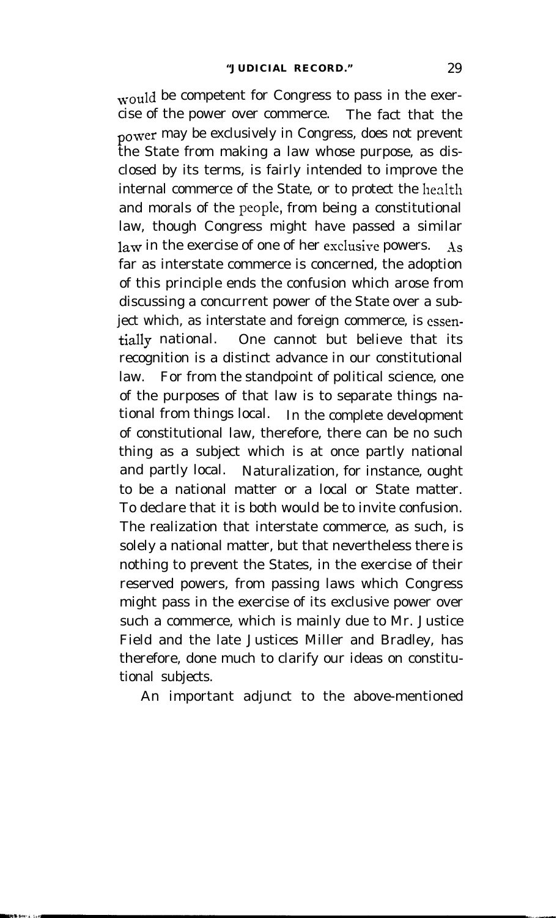would be competent for Congress to pass in the exercise of the power over commerce. The fact that the power may be exclusively in Congress, does not prevent the State from making a law whose purpose, as disclosed by its terms, is fairly intended to improve the internal commerce of the State, or to protect the health and morals of the people, from being a constitutional law, though Congress might have passed a similar law in the exercise of one of her exclusive powers. As far as interstate commerce is concerned, the adoption of this principle ends the confusion which arose from discussing a concurrent power of the State over a subject which, as interstate and foreign commerce, is essentially national. One cannot but believe that its recognition is a distinct advance in our constitutional law. For from the standpoint of political science, one of the purposes of that law is to separate things national from things local. In the complete development of constitutional law, therefore, there can be no such thing as a subject which is at once partly national and partly local. Naturalization, for instance, ought to be a national matter or a local or State matter. To declare that it is both would be to invite confusion. The realization that interstate commerce, as such, is solely a national matter, but that nevertheless there is nothing to prevent the States, in the exercise of their reserved powers, from passing laws which Congress might pass in the exercise of its exclusive power over such a commerce, which is mainly due to Mr. Justice Field and the late Justices Miller and Bradley, has therefore, done much to clarify our ideas on constitutional subjects.

An important adjunct to the above-mentioned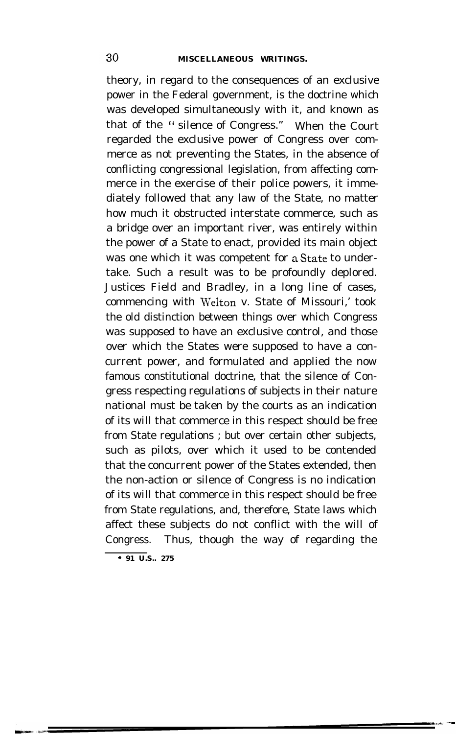theory, in regard to the consequences of an exclusive power in the Federal government, is the doctrine which was developed simultaneously with it, and known as that of the "silence of Congress." When the Court regarded the exclusive power of Congress over commerce as not preventing the States, in the absence of conflicting congressional legislation, from affecting commerce in the exercise of their police powers, it immediately followed that any law of the State, no matter how much it obstructed interstate commerce, such as a bridge over an important river, was entirely within the power of a State to enact, provided its main object was one which it was competent for a State to undertake. Such a result was to be profoundly deplored. Justices Field and Bradley, in a long line of cases, commencing with Welton v. State of Missouri,* took the old distinction between things over which Congress was supposed to have an exclusive control, and those over which the States were supposed to have a concurrent power, and formulated and applied the now famous constitutional doctrine, that the silence of Congress respecting regulations of subjects in their nature national must be taken by the courts as an indication of its will that commerce in this respect should be free from State regulations ; but over certain other subjects, such as pilots, over which it used to be contended that the concurrent power of the States extended, then the non-action or silence of Congress is no indication of its will that commerce in this respect should be free from State regulations, and, therefore, State laws which affect these subjects do not conflict with the will of Congress. Thus, though the way of regarding the

---

* 91 U.S.. 275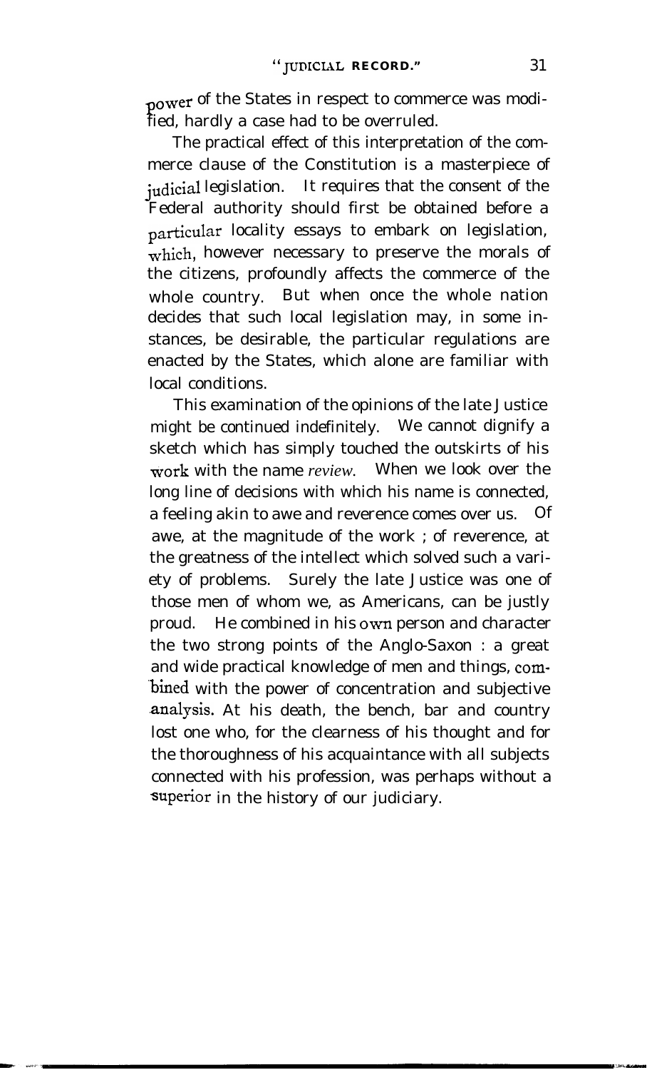power of the States in respect to commerce was modified, hardly a case had to be overruled.

The practical effect of this interpretation of the commerce clause of the Constitution is a masterpiece of judicial legislation. It requires that the consent of the Federal authority should first be obtained before a particular locality essays to embark on legislation, which, however necessary to preserve the morals of the citizens, profoundly affects the commerce of the whole country. But when once the whole nation decides that such local legislation may, in some instances, be desirable, the particular regulations are enacted by the States, which alone are familiar with local conditions.

This examination of the opinions of the late Justice might be continued indefinitely. We cannot dignify a sketch which has simply touched the outskirts of his work with the name *review*. When we look over the long line of decisions with which his name is connected, a feeling akin to awe and reverence comes over us. Of awe, at the magnitude of the work ; of reverence, at the greatness of the intellect which solved such a variety of problems. Surely the late Justice was one of those men of whom we, as Americans, can be justly proud. He combined in his own person and character the two strong points of the Anglo-Saxon : a great and wide practical knowledge of men and things, combined with the power of concentration and subjective analysis. At his death, the bench, bar and country lost one who, for the clearness of his thought and for the thoroughness of his acquaintance with all subjects connected with his profession, was perhaps without a superior in the history of our judiciary.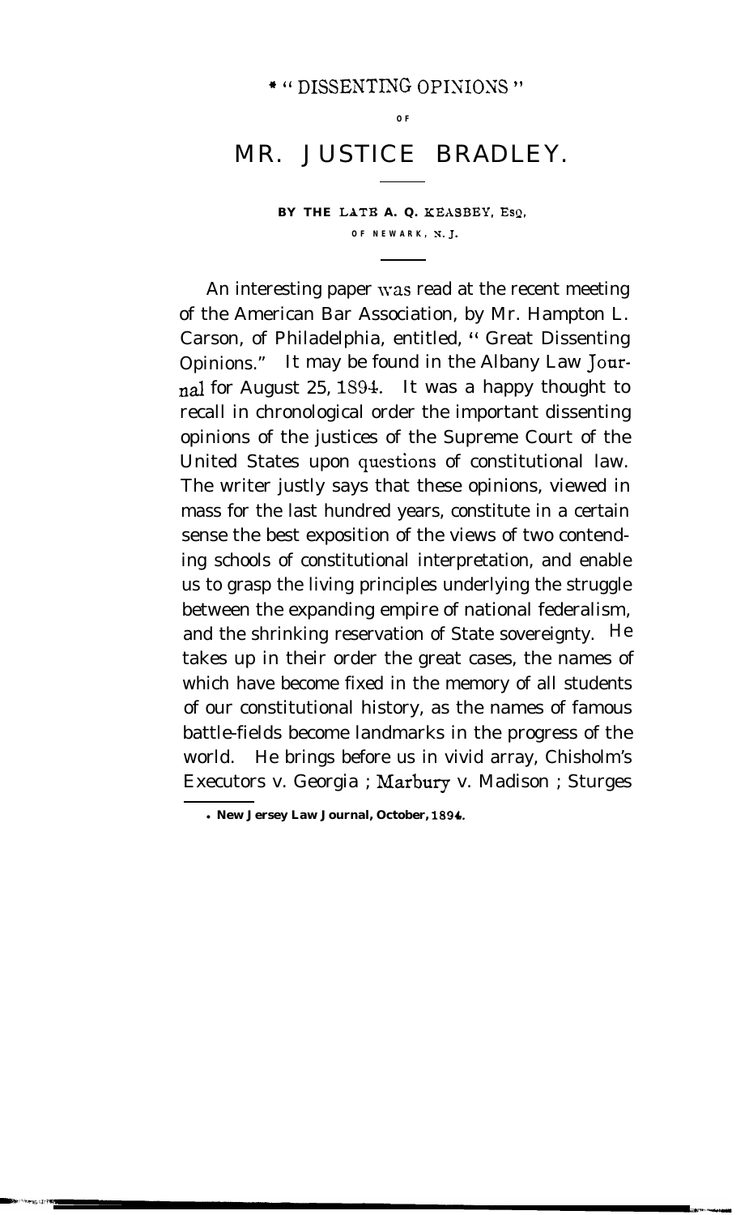# * " DISSENTING OPINIONS "

OF

# MR. JUSTICE BRADLEY.

**BY THE LATE A. Q. KEASBEY, ESQ,**
**OF NEWARK, N. J.**

An interesting paper was read at the recent meeting of the American Bar Association, by Mr. Hampton L. Carson, of Philadelphia, entitled, " Great Dissenting Opinions." It may be found in the Albany Law Journal for August 25, 1894. It was a happy thought to recall in chronological order the important dissenting opinions of the justices of the Supreme Court of the United States upon questions of constitutional law. The writer justly says that these opinions, viewed in mass for the last hundred years, constitute in a certain sense the best exposition of the views of two contending schools of constitutional interpretation, and enable us to grasp the living principles underlying the struggle between the expanding empire of national federalism, and the shrinking reservation of State sovereignty. He takes up in their order the great cases, the names of which have become fixed in the memory of all students of our constitutional history, as the names of famous battle-fields become landmarks in the progress of the world. He brings before us in vivid array, Chisholm's Executors v. Georgia ; Marbury v. Madison ; Sturges

* **New Jersey Law Journal, October, 1894.**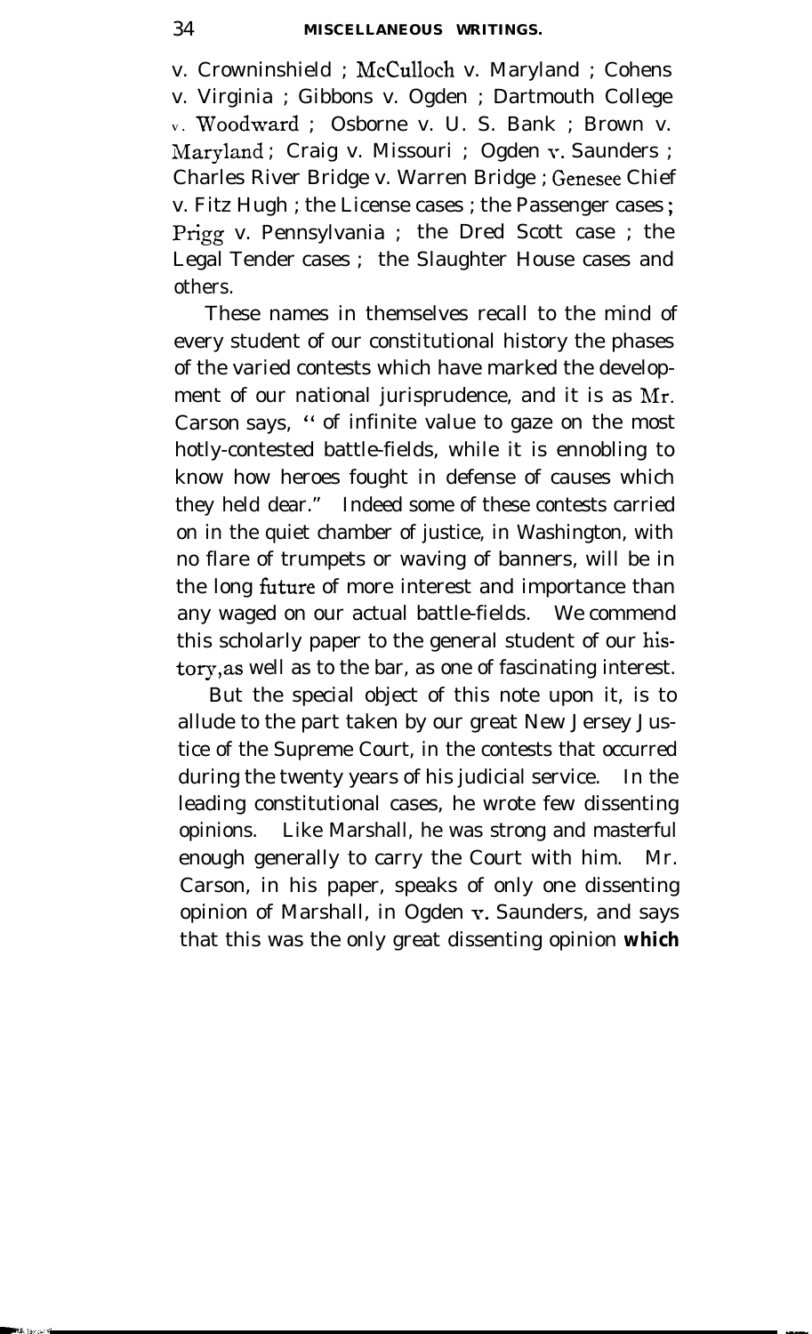v. Crowninshield ; McCulloch v. Maryland ; Cohens v. Virginia ; Gibbons v. Ogden ; Dartmouth College v. Woodward ; Osborne v. U. S. Bank ; Brown v. Maryland ; Craig v. Missouri ; Ogden v. Saunders ; Charles River Bridge v. Warren Bridge ; Genesee Chief v. Fitz Hugh ; the License cases ; the Passenger cases ; Prigg v. Pennsylvania ; the Dred Scott case ; the Legal Tender cases ; the Slaughter House cases and others.

These names in themselves recall to the mind of every student of our constitutional history the phases of the varied contests which have marked the development of our national jurisprudence, and it is as Mr. Carson says, " of infinite value to gaze on the most hotly-contested battle-fields, while it is ennobling to know how heroes fought in defense of causes which they held dear." Indeed some of these contests carried on in the quiet chamber of justice, in Washington, with no flare of trumpets or waving of banners, will be in the long future of more interest and importance than any waged on our actual battle-fields. We commend this scholarly paper to the general student of our history, as well as to the bar, as one of fascinating interest.

But the special object of this note upon it, is to allude to the part taken by our great New Jersey Justice of the Supreme Court, in the contests that occurred during the twenty years of his judicial service. In the leading constitutional cases, he wrote few dissenting opinions. Like Marshall, he was strong and masterful enough generally to carry the Court with him. Mr. Carson, in his paper, speaks of only one dissenting opinion of Marshall, in Ogden v. Saunders, and says that this was the only great dissenting opinion which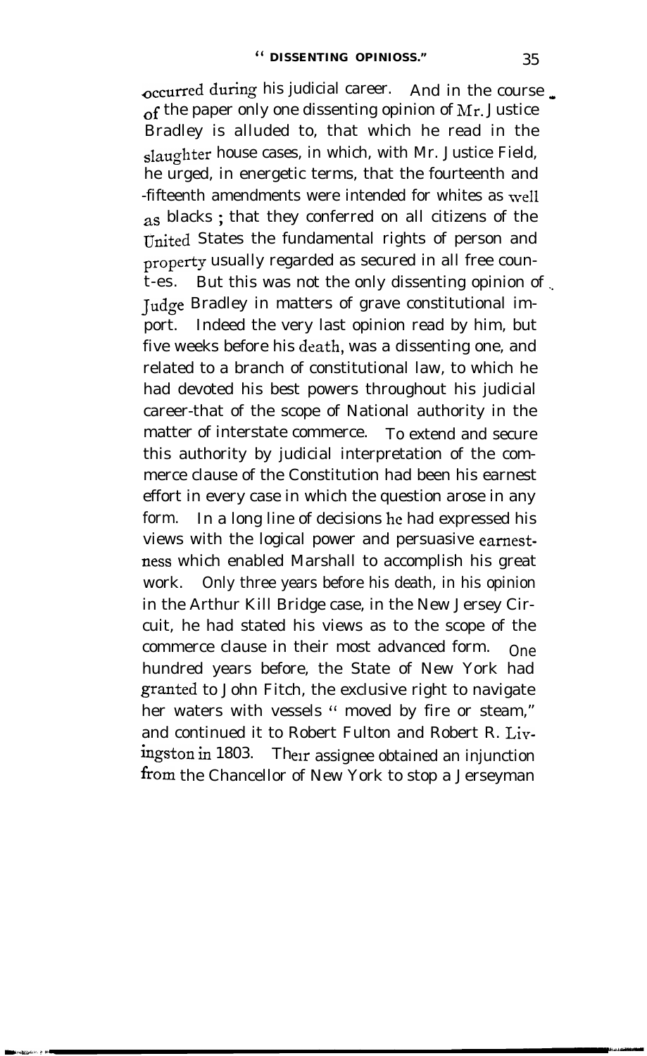occurred during his judicial career. And in the course of the paper only one dissenting opinion of Mr. Justice Bradley is alluded to, that which he read in the slaughter house cases, in which, with Mr. Justice Field, he urged, in energetic terms, that the fourteenth and fifteenth amendments were intended for whites as well as blacks; that they conferred on all citizens of the United States the fundamental rights of person and property usually regarded as secured in all free count-es. But this was not the only dissenting opinion of Judge Bradley in matters of grave constitutional import. Indeed the very last opinion read by him, but five weeks before his death, was a dissenting one, and related to a branch of constitutional law, to which he had devoted his best powers throughout his judicial career-that of the scope of National authority in the matter of interstate commerce. To extend and secure this authority by judicial interpretation of the commerce clause of the Constitution had been his earnest effort in every case in which the question arose in any form. In a long line of decisions he had expressed his views with the logical power and persuasive earnestness which enabled Marshall to accomplish his great work. Only three years before his death, in his opinion in the Arthur Kill Bridge case, in the New Jersey Circuit, he had stated his views as to the scope of the commerce clause in their most advanced form. One hundred years before, the State of New York had granted to John Fitch, the exclusive right to navigate her waters with vessels " moved by fire or steam," and continued it to Robert Fulton and Robert R. Livingston in 1803. Their assignee obtained an injunction from the Chancellor of New York to stop a Jerseyman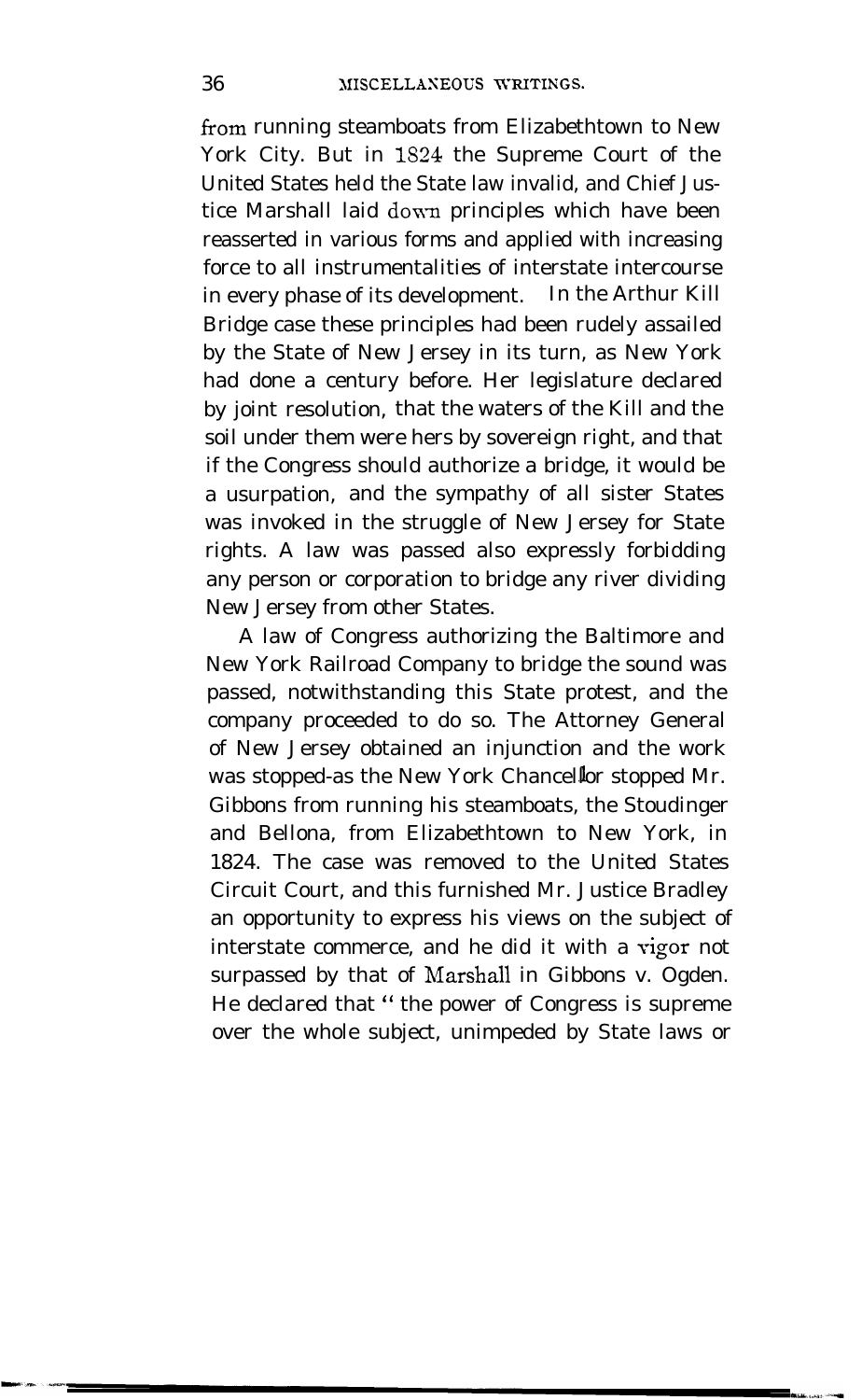from running steamboats from Elizabethtown to New York City. But in 1824 the Supreme Court of the United States held the State law invalid, and Chief Justice Marshall laid down principles which have been reasserted in various forms and applied with increasing force to all instrumentalities of interstate intercourse in every phase of its development. In the Arthur Kill Bridge case these principles had been rudely assailed by the State of New Jersey in its turn, as New York had done a century before. Her legislature declared by joint resolution, that the waters of the Kill and the soil under them were hers by sovereign right, and that if the Congress should authorize a bridge, it would be a usurpation, and the sympathy of all sister States was invoked in the struggle of New Jersey for State rights. A law was passed also expressly forbidding any person or corporation to bridge any river dividing New Jersey from other States.

A law of Congress authorizing the Baltimore and New York Railroad Company to bridge the sound was passed, notwithstanding this State protest, and the company proceeded to do so. The Attorney General of New Jersey obtained an injunction and the work was stopped-as the New York Chancellor stopped Mr. Gibbons from running his steamboats, the Stoudinger and Bellona, from Elizabethtown to New York, in 1824. The case was removed to the United States Circuit Court, and this furnished Mr. Justice Bradley an opportunity to express his views on the subject of interstate commerce, and he did it with a vigor not surpassed by that of Marshall in Gibbons v. Ogden. He declared that "the power of Congress is supreme over the whole subject, unimpeded by State laws or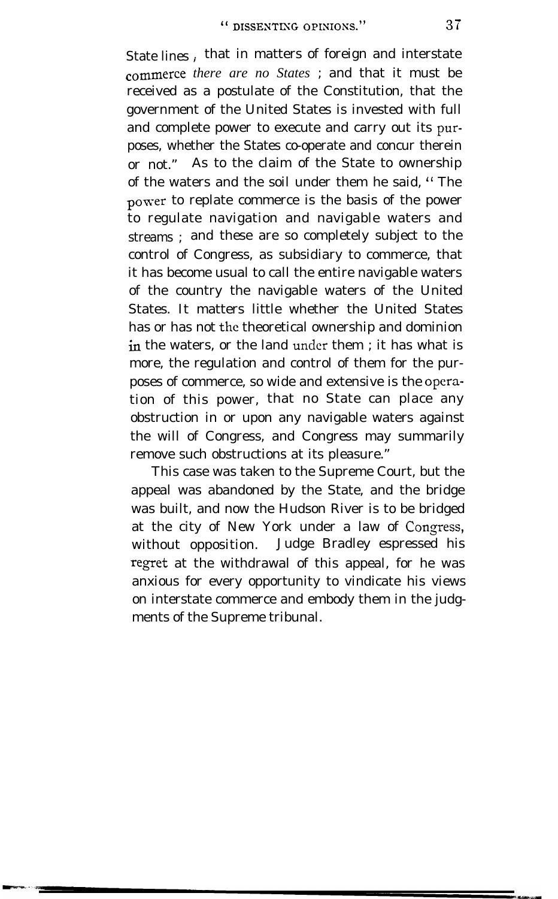State lines, that in matters of foreign and interstate commerce *there are no States*; and that it must be received as a postulate of the Constitution, that the government of the United States is invested with full and complete power to execute and carry out its purposes, whether the States co-operate and concur therein or not." As to the claim of the State to ownership of the waters and the soil under them he said, "The power to replate commerce is the basis of the power to regulate navigation and navigable waters and streams; and these are so completely subject to the control of Congress, as subsidiary to commerce, that it has become usual to call the entire navigable waters of the country the navigable waters of the United States. It matters little whether the United States has or has not the theoretical ownership and dominion in the waters, or the land under them; it has what is more, the regulation and control of them for the purposes of commerce, so wide and extensive is the operation of this power, that no State can place any obstruction in or upon any navigable waters against the will of Congress, and Congress may summarily remove such obstructions at its pleasure."

This case was taken to the Supreme Court, but the appeal was abandoned by the State, and the bridge was built, and now the Hudson River is to be bridged at the city of New York under a law of Congress, without opposition. Judge Bradley espressed his regret at the withdrawal of this appeal, for he was anxious for every opportunity to vindicate his views on interstate commerce and embody them in the judgments of the Supreme tribunal.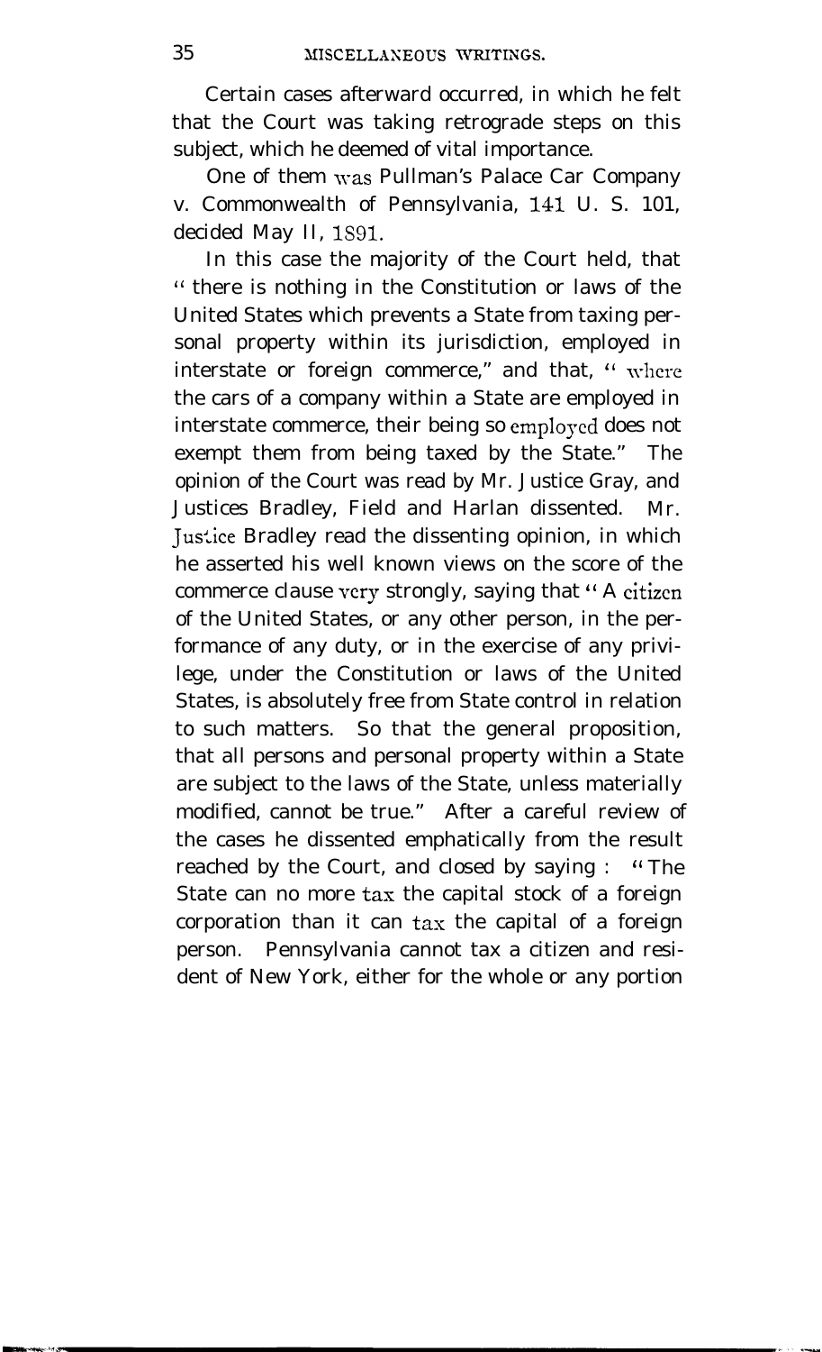Certain cases afterward occurred, in which he felt that the Court was taking retrograde steps on this subject, which he deemed of vital importance.

One of them was Pullman's Palace Car Company v. Commonwealth of Pennsylvania, 141 U. S. 101, decided May 11, 1891.

In this case the majority of the Court held, that "there is nothing in the Constitution or laws of the United States which prevents a State from taxing personal property within its jurisdiction, employed in interstate or foreign commerce," and that, "where the cars of a company within a State are employed in interstate commerce, their being so employed does not exempt them from being taxed by the State." The opinion of the Court was read by Mr. Justice Gray, and Justices Bradley, Field and Harlan dissented. Mr. Justice Bradley read the dissenting opinion, in which he asserted his well known views on the score of the commerce clause very strongly, saying that "A citizen of the United States, or any other person, in the performance of any duty, or in the exercise of any privilege, under the Constitution or laws of the United States, is absolutely free from State control in relation to such matters. So that the general proposition, that all persons and personal property within a State are subject to the laws of the State, unless materially modified, cannot be true." After a careful review of the cases he dissented emphatically from the result reached by the Court, and closed by saying: "The State can no more tax the capital stock of a foreign corporation than it can tax the capital of a foreign person. Pennsylvania cannot tax a citizen and resident of New York, either for the whole or any portion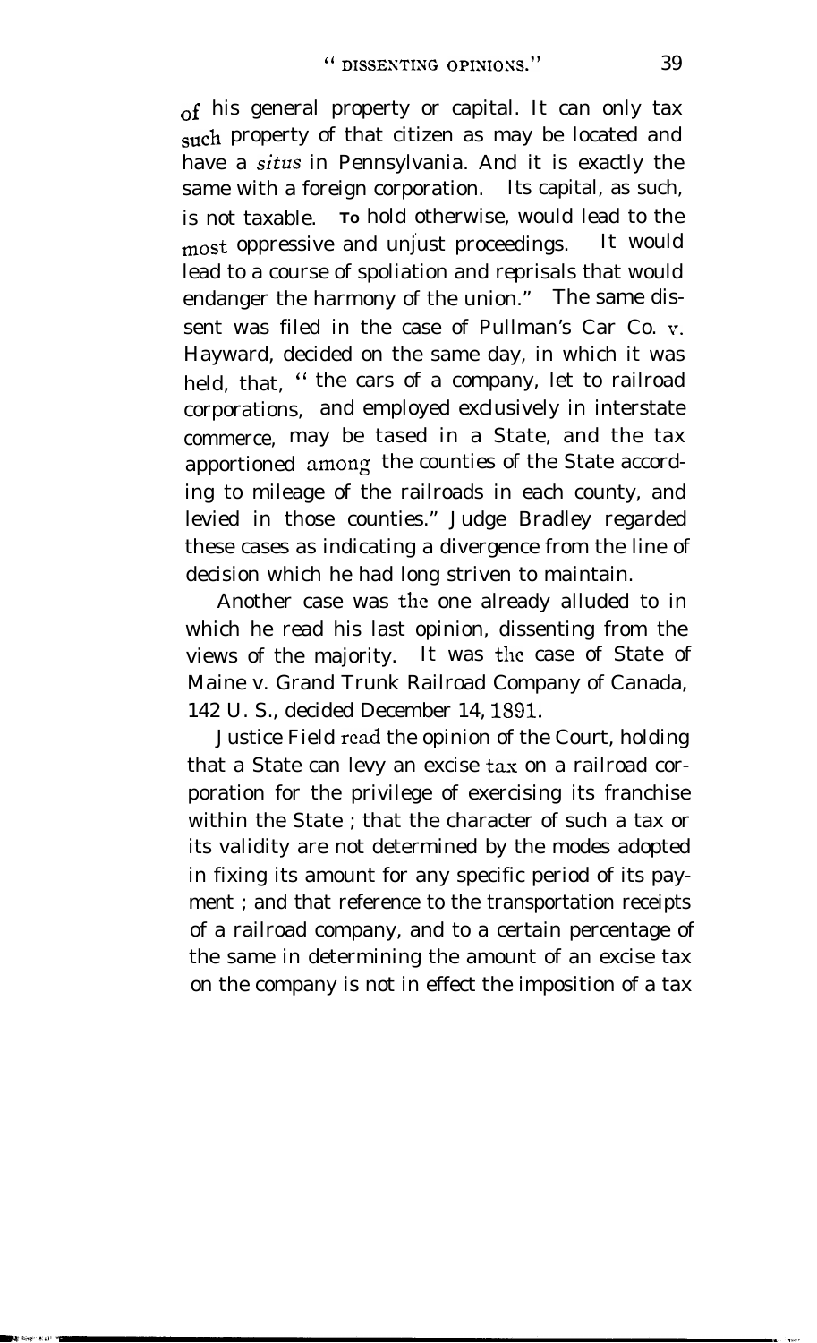of his general property or capital. It can only tax such property of that citizen as may be located and have a *situs* in Pennsylvania. And it is exactly the same with a foreign corporation. Its capital, as such, is not taxable. To hold otherwise, would lead to the most oppressive and unjust proceedings. It would lead to a course of spoliation and reprisals that would endanger the harmony of the union." The same dissent was filed in the case of Pullman's Car Co. v. Hayward, decided on the same day, in which it was held, that, " the cars of a company, let to railroad corporations, and employed exclusively in interstate commerce, may be tased in a State, and the tax apportioned among the counties of the State according to mileage of the railroads in each county, and levied in those counties." Judge Bradley regarded these cases as indicating a divergence from the line of decision which he had long striven to maintain.

Another case was the one already alluded to in which he read his last opinion, dissenting from the views of the majority. It was the case of State of Maine v. Grand Trunk Railroad Company of Canada, 142 U. S., decided December 14, 1891.

Justice Field read the opinion of the Court, holding that a State can levy an excise tax on a railroad corporation for the privilege of exercising its franchise within the State ; that the character of such a tax or its validity are not determined by the modes adopted in fixing its amount for any specific period of its payment ; and that reference to the transportation receipts of a railroad company, and to a certain percentage of the same in determining the amount of an excise tax on the company is not in effect the imposition of a tax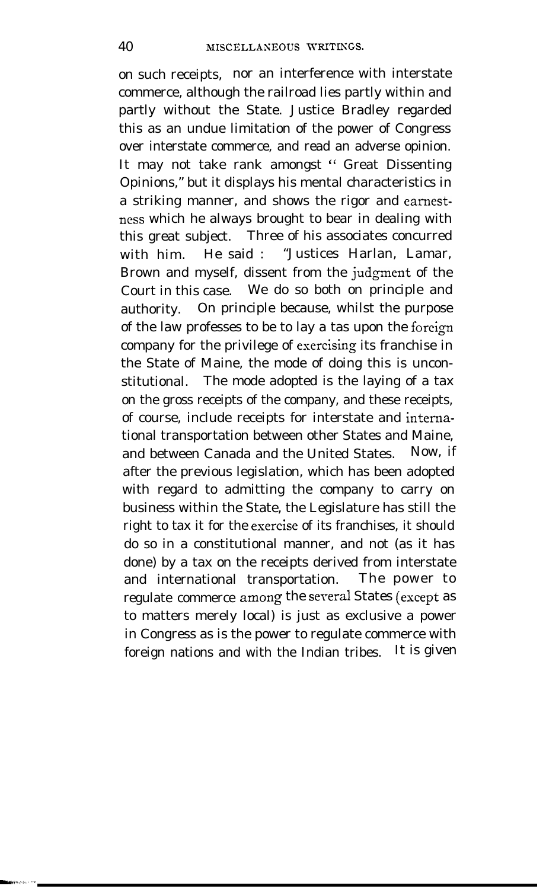on such receipts, nor an interference with interstate commerce, although the railroad lies partly within and partly without the State. Justice Bradley regarded this as an undue limitation of the power of Congress over interstate commerce, and read an adverse opinion. It may not take rank amongst "Great Dissenting Opinions," but it displays his mental characteristics in a striking manner, and shows the rigor and earnestness which he always brought to bear in dealing with this great subject. Three of his associates concurred with him. He said : "Justices Harlan, Lamar, Brown and myself, dissent from the judgment of the Court in this case. We do so both on principle and authority. On principle because, whilst the purpose of the law professes to be to lay a tas upon the foreign company for the privilege of exercising its franchise in the State of Maine, the mode of doing this is unconstitutional. The mode adopted is the laying of a tax on the gross receipts of the company, and these receipts, of course, include receipts for interstate and international transportation between other States and Maine, and between Canada and the United States. Now, if after the previous legislation, which has been adopted with regard to admitting the company to carry on business within the State, the Legislature has still the right to tax it for the exercise of its franchises, it should do so in a constitutional manner, and not (as it has done) by a tax on the receipts derived from interstate and international transportation. The power to regulate commerce among the several States (except as to matters merely local) is just as exclusive a power in Congress as is the power to regulate commerce with foreign nations and with the Indian tribes. It is given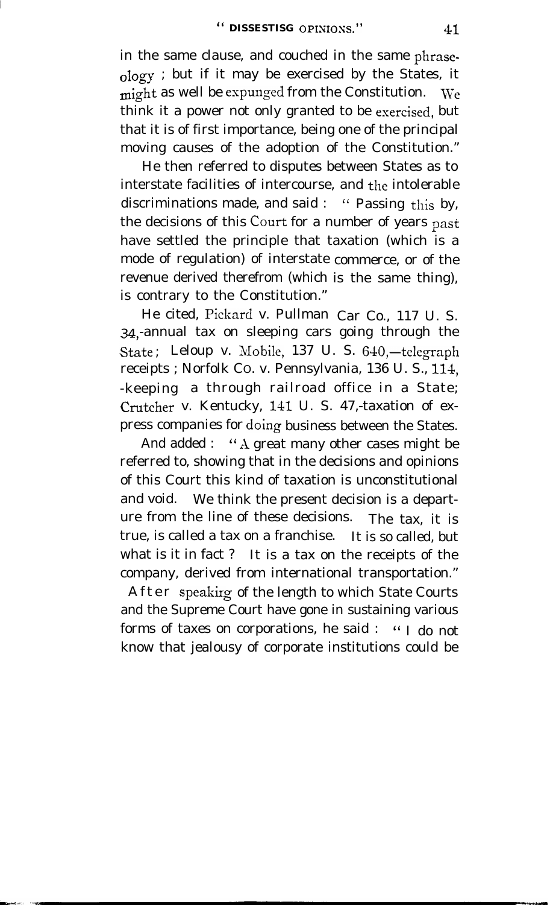in the same clause, and couched in the same phraseology ; but if it may be exercised by the States, it might as well be expunged from the Constitution. We think it a power not only granted to be exercised, but that it is of first importance, being one of the principal moving causes of the adoption of the Constitution."

He then referred to disputes between States as to interstate facilities of intercourse, and the intolerable discriminations made, and said : " Passing this by, the decisions of this Court for a number of years past have settled the principle that taxation (which is a mode of regulation) of interstate commerce, or of the revenue derived therefrom (which is the same thing), is contrary to the Constitution."

He cited, Pickard v. Pullman Car Co., 117 U. S. 34,-annual tax on sleeping cars going through the State; Leloup v. Mobile, 137 U. S. 640,—telegraph receipts ; Norfolk Co. v. Pennsylvania, 136 U. S., 114, -keeping a through railroad office in a State; Crutcher v. Kentucky, 141 U. S. 47,-taxation of express companies for doing business between the States.

And added : "A great many other cases might be referred to, showing that in the decisions and opinions of this Court this kind of taxation is unconstitutional and void. We think the present decision is a departure from the line of these decisions. The tax, it is true, is called a tax on a franchise. It is so called, but what is it in fact ? It is a tax on the receipts of the company, derived from international transportation."

After speaking of the length to which State Courts and the Supreme Court have gone in sustaining various forms of taxes on corporations, he said : " I do not know that jealousy of corporate institutions could be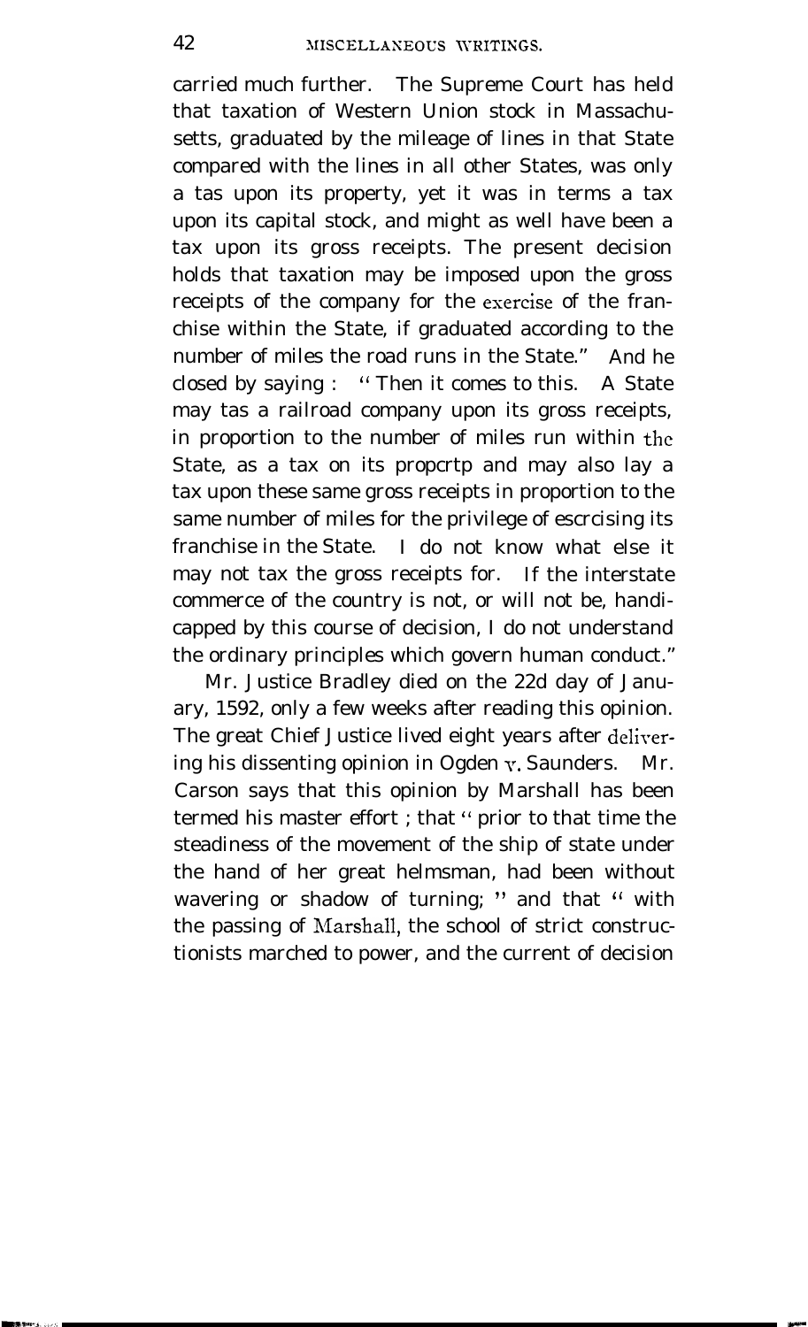carried much further. The Supreme Court has held that taxation of Western Union stock in Massachusetts, graduated by the mileage of lines in that State compared with the lines in all other States, was only a tas upon its property, yet it was in terms a tax upon its capital stock, and might as well have been a tax upon its gross receipts. The present decision holds that taxation may be imposed upon the gross receipts of the company for the exercise of the franchise within the State, if graduated according to the number of miles the road runs in the State." And he closed by saying : "Then it comes to this. A State may tas a railroad company upon its gross receipts, in proportion to the number of miles run within the State, as a tax on its propcrtp and may also lay a tax upon these same gross receipts in proportion to the same number of miles for the privilege of escrcising its franchise in the State. I do not know what else it may not tax the gross receipts for. If the interstate commerce of the country is not, or will not be, handicapped by this course of decision, I do not understand the ordinary principles which govern human conduct."

Mr. Justice Bradley died on the 22d day of January, 1592, only a few weeks after reading this opinion. The great Chief Justice lived eight years after delivering his dissenting opinion in Ogden v. Saunders. Mr. Carson says that this opinion by Marshall has been termed his master effort ; that "prior to that time the steadiness of the movement of the ship of state under the hand of her great helmsman, had been without wavering or shadow of turning; " and that " with the passing of Marshall, the school of strict constructionists marched to power, and the current of decision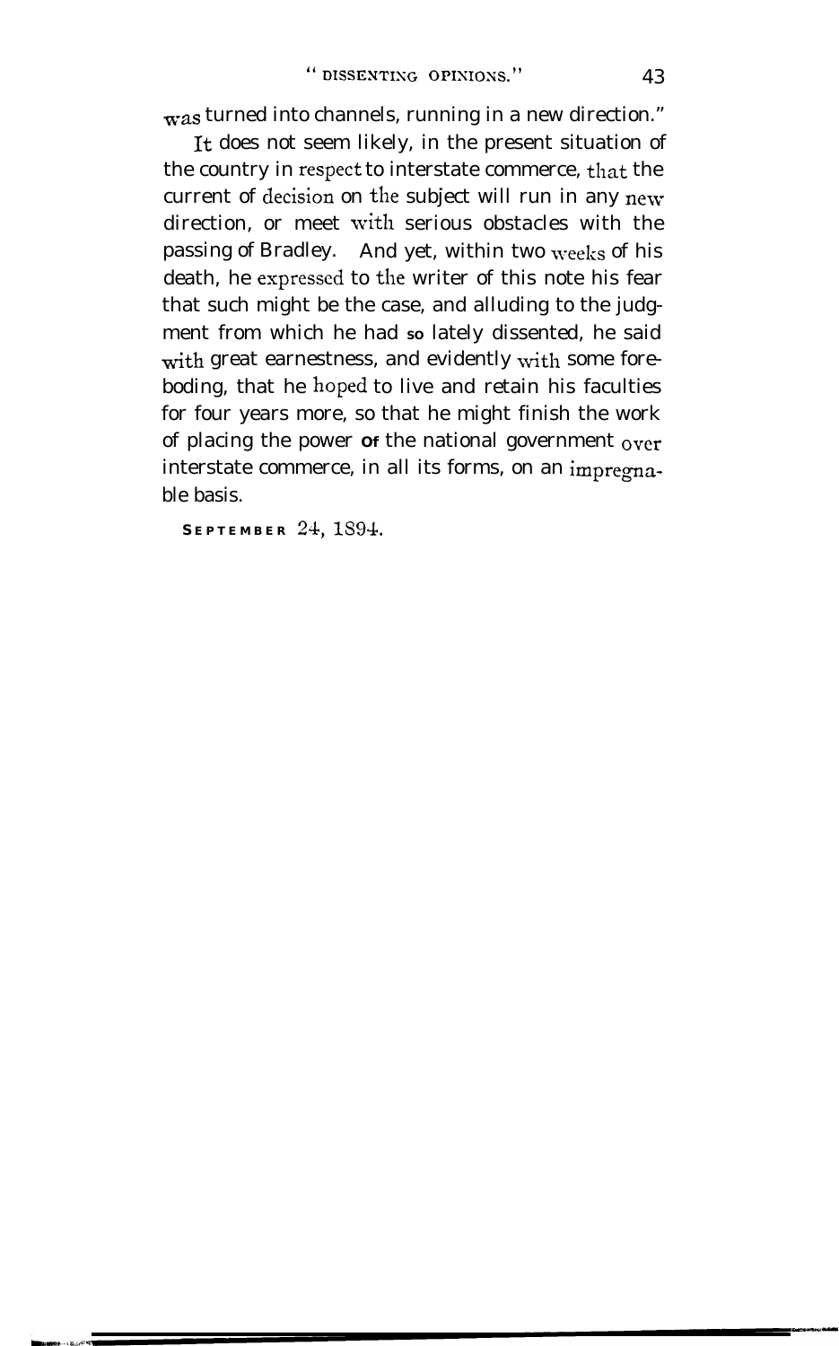was turned into channels, running in a new direction."

It does not seem likely, in the present situation of the country in respect to interstate commerce, that the current of decision on the subject will run in any new direction, or meet with serious obstacles with the passing of Bradley. And yet, within two weeks of his death, he expressed to the writer of this note his fear that such might be the case, and alluding to the judgment from which he had so lately dissented, he said with great earnestness, and evidently with some foreboding, that he hoped to live and retain his faculties for four years more, so that he might finish the work of placing the power of the national government over interstate commerce, in all its forms, on an impregnable basis.

SEPTEMBER 24, 1894.